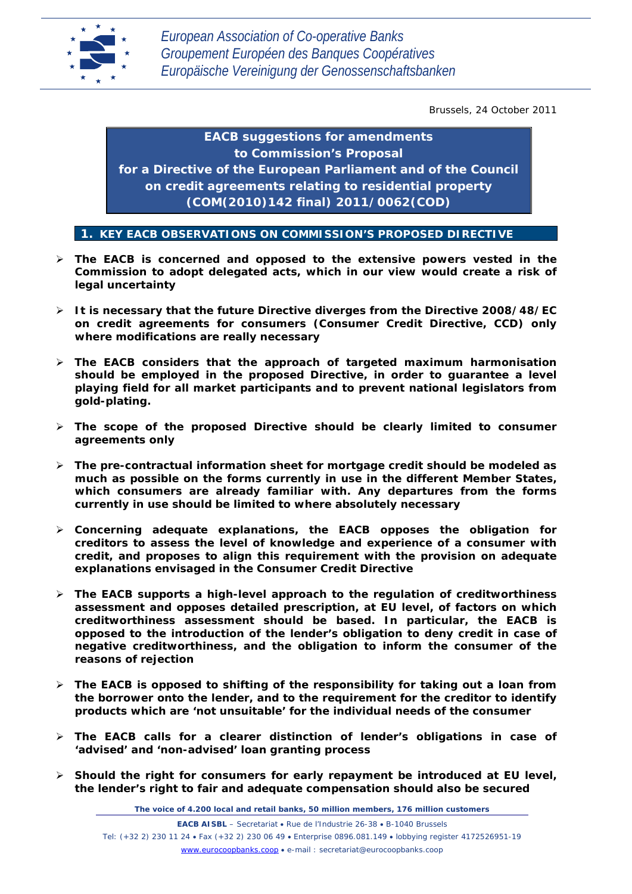European Association of Co-operative Banks
Groupement Européen des Banques Coopératives
Europäische Vereinigung der Genossenschaftsbanken

Brussels, 24 October 2011

# EACB suggestions for amendments to Commission's Proposal for a Directive of the European Parliament and of the Council on credit agreements relating to residential property (COM(2010)142 final) 2011/0062(COD)

## 1. KEY EACB OBSERVATIONS ON COMMISSION'S PROPOSED DIRECTIVE

- **The EACB is concerned and opposed to the extensive powers vested in the Commission to adopt delegated acts, which in our view would create a risk of legal uncertainty**
- **It is necessary that the future Directive diverges from the Directive 2008/48/EC on credit agreements for consumers (Consumer Credit Directive, CCD) only where modifications are really necessary**
- **The EACB considers that the approach of targeted maximum harmonisation should be employed in the proposed Directive, in order to guarantee a level playing field for all market participants and to prevent national legislators from gold-plating.**
- **The scope of the proposed Directive should be clearly limited to consumer agreements only**
- **The pre-contractual information sheet for mortgage credit should be modeled as much as possible on the forms currently in use in the different Member States, which consumers are already familiar with. Any departures from the forms currently in use should be limited to where absolutely necessary**
- **Concerning adequate explanations, the EACB opposes the obligation for creditors to assess the level of knowledge and experience of a consumer with credit, and proposes to align this requirement with the provision on adequate explanations envisaged in the Consumer Credit Directive**
- **The EACB supports a high-level approach to the regulation of creditworthiness assessment and opposes detailed prescription, at EU level, of factors on which creditworthiness assessment should be based. In particular, the EACB is opposed to the introduction of the lender's obligation to deny credit in case of negative creditworthiness, and the obligation to inform the consumer of the reasons of rejection**
- **The EACB is opposed to shifting of the responsibility for taking out a loan from the borrower onto the lender, and to the requirement for the creditor to identify products which are 'not unsuitable' for the individual needs of the consumer**
- **The EACB calls for a clearer distinction of lender's obligations in case of 'advised' and 'non-advised' loan granting process**
- **Should the right for consumers for early repayment be introduced at EU level, the lender's right to fair and adequate compensation should also be secured**

**The voice of 4.200 local and retail banks, 50 million members, 176 million customers**

**EACB AISBL** – Secretariat • Rue de l'Industrie 26-38 • B-1040 Brussels
Tel: (+32 2) 230 11 24 • Fax (+32 2) 230 06 49 • Enterprise 0896.081.149 • lobbying register 4172526951-19
www.eurocoopbanks.coop • e-mail : secretariat@eurocoopbanks.coop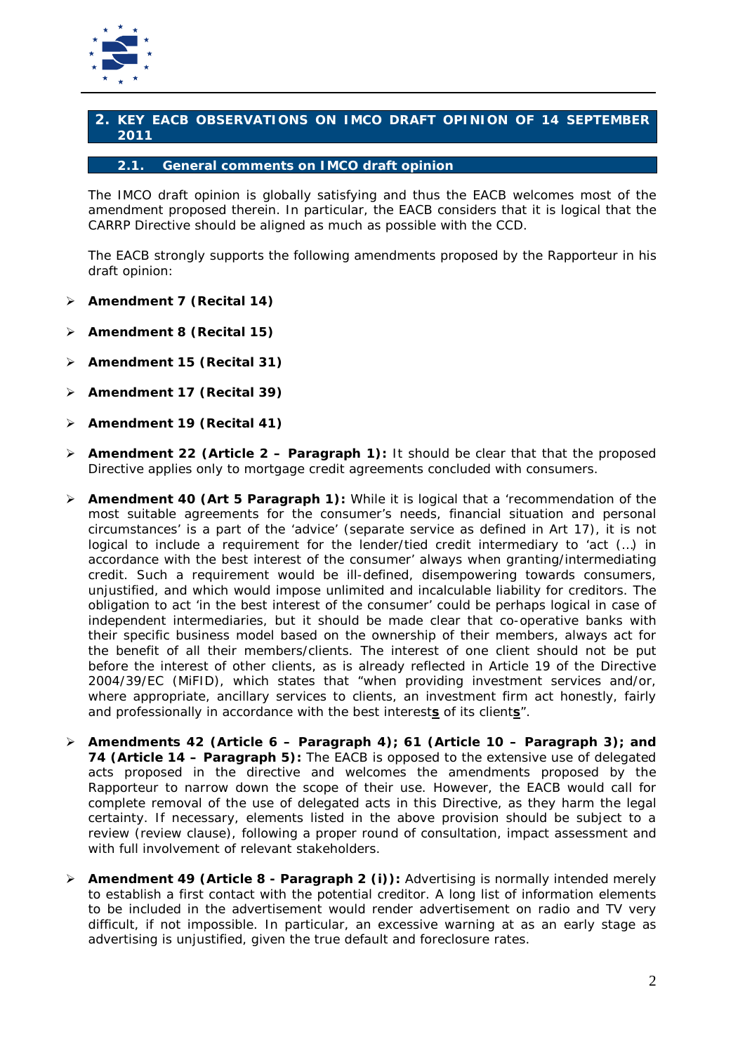## 2. KEY EACB OBSERVATIONS ON IMCO DRAFT OPINION OF 14 SEPTEMBER 2011

### 2.1. General comments on IMCO draft opinion

The IMCO draft opinion is globally satisfying and thus the EACB welcomes most of the amendment proposed therein. In particular, the EACB considers that it is logical that the CARRP Directive should be aligned as much as possible with the CCD.

The EACB strongly supports the following amendments proposed by the Rapporteur in his draft opinion:

- **Amendment 7 (Recital 14)**
- **Amendment 8 (Recital 15)**
- **Amendment 15 (Recital 31)**
- **Amendment 17 (Recital 39)**
- **Amendment 19 (Recital 41)**
- **Amendment 22 (Article 2 – Paragraph 1):** It should be clear that that the proposed Directive applies only to mortgage credit agreements concluded with consumers.
- **Amendment 40 (Art 5 Paragraph 1):** While it is logical that a 'recommendation of the most suitable agreements for the consumer's needs, financial situation and personal circumstances' is a part of the 'advice' (separate service as defined in Art 17), it is not logical to include a requirement for the lender/tied credit intermediary to 'act (…) in accordance with the best interest of the consumer' always when granting/intermediating credit. Such a requirement would be ill-defined, disempowering towards consumers, unjustified, and which would impose unlimited and incalculable liability for creditors. The obligation to act 'in the best interest of the consumer' could be perhaps logical in case of independent intermediaries, but it should be made clear that co-operative banks with their specific business model based on the ownership of their members, always act for the benefit of all their members/clients. The interest of one client should not be put before the interest of other clients, as is already reflected in Article 19 of the Directive 2004/39/EC (MiFID), which states that "when providing investment services and/or, where appropriate, ancillary services to clients, an investment firm act honestly, fairly and professionally in accordance with the best interest**s** of its client**s**".
- **Amendments 42 (Article 6 – Paragraph 4); 61 (Article 10 – Paragraph 3); and 74 (Article 14 – Paragraph 5):** The EACB is opposed to the extensive use of delegated acts proposed in the directive and welcomes the amendments proposed by the Rapporteur to narrow down the scope of their use. However, the EACB would call for complete removal of the use of delegated acts in this Directive, as they harm the legal certainty. If necessary, elements listed in the above provision should be subject to a review (review clause), following a proper round of consultation, impact assessment and with full involvement of relevant stakeholders.
- **Amendment 49 (Article 8 - Paragraph 2 (i)):** Advertising is normally intended merely to establish a first contact with the potential creditor. A long list of information elements to be included in the advertisement would render advertisement on radio and TV very difficult, if not impossible. In particular, an excessive warning at as an early stage as advertising is unjustified, given the true default and foreclosure rates.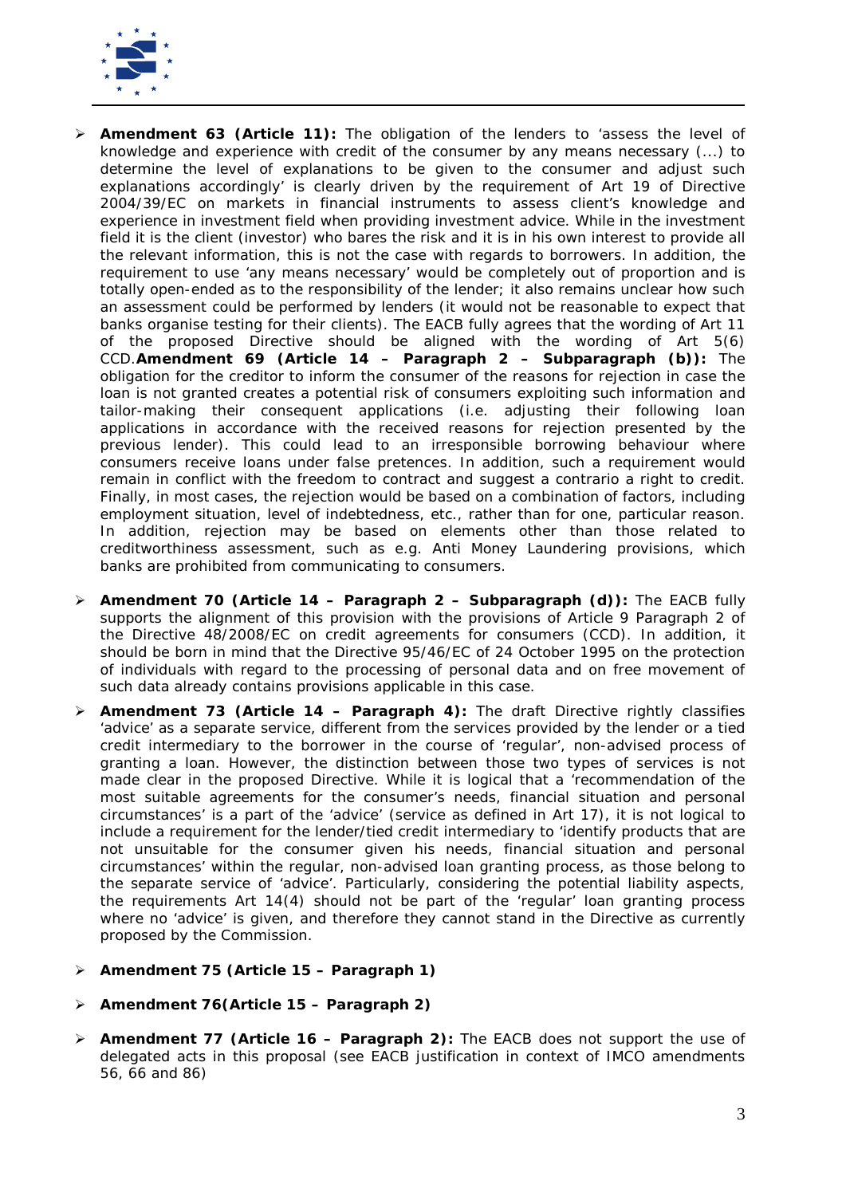- **Amendment 63 (Article 11):** The obligation of the lenders to 'assess the level of knowledge and experience with credit of the consumer by any means necessary (...) to determine the level of explanations to be given to the consumer and adjust such explanations accordingly' is clearly driven by the requirement of Art 19 of Directive 2004/39/EC on markets in financial instruments to assess client's knowledge and experience in investment field when providing investment advice. While in the investment field it is the client (investor) who bares the risk and it is in his own interest to provide all the relevant information, this is not the case with regards to borrowers. In addition, the requirement to use 'any means necessary' would be completely out of proportion and is totally open-ended as to the responsibility of the lender; it also remains unclear how such an assessment could be performed by lenders (it would not be reasonable to expect that banks organise testing for their clients). The EACB fully agrees that the wording of Art 11 of the proposed Directive should be aligned with the wording of Art 5(6) CCD.**Amendment 69 (Article 14 – Paragraph 2 – Subparagraph (b)):** The obligation for the creditor to inform the consumer of the reasons for rejection in case the loan is not granted creates a potential risk of consumers exploiting such information and tailor-making their consequent applications (i.e. adjusting their following loan applications in accordance with the received reasons for rejection presented by the previous lender). This could lead to an irresponsible borrowing behaviour where consumers receive loans under false pretences. In addition, such a requirement would remain in conflict with the freedom to contract and suggest a contrario a right to credit. Finally, in most cases, the rejection would be based on a combination of factors, including employment situation, level of indebtedness, etc., rather than for one, particular reason. In addition, rejection may be based on elements other than those related to creditworthiness assessment, such as e.g. Anti Money Laundering provisions, which banks are prohibited from communicating to consumers.

- **Amendment 70 (Article 14 – Paragraph 2 – Subparagraph (d)):** The EACB fully supports the alignment of this provision with the provisions of Article 9 Paragraph 2 of the Directive 48/2008/EC on credit agreements for consumers (CCD). In addition, it should be born in mind that the Directive 95/46/EC of 24 October 1995 on the protection of individuals with regard to the processing of personal data and on free movement of such data already contains provisions applicable in this case.

- **Amendment 73 (Article 14 – Paragraph 4):** The draft Directive rightly classifies 'advice' as a separate service, different from the services provided by the lender or a tied credit intermediary to the borrower in the course of 'regular', non-advised process of granting a loan. However, the distinction between those two types of services is not made clear in the proposed Directive. While it is logical that a 'recommendation of the most suitable agreements for the consumer's needs, financial situation and personal circumstances' is a part of the 'advice' (service as defined in Art 17), it is not logical to include a requirement for the lender/tied credit intermediary to 'identify products that are not unsuitable for the consumer given his needs, financial situation and personal circumstances' within the regular, non-advised loan granting process, as those belong to the separate service of 'advice'. Particularly, considering the potential liability aspects, the requirements Art 14(4) should not be part of the 'regular' loan granting process where no 'advice' is given, and therefore they cannot stand in the Directive as currently proposed by the Commission.

- **Amendment 75 (Article 15 – Paragraph 1)**

- **Amendment 76(Article 15 – Paragraph 2)**

- **Amendment 77 (Article 16 – Paragraph 2):** The EACB does not support the use of delegated acts in this proposal (see EACB justification in context of IMCO amendments 56, 66 and 86)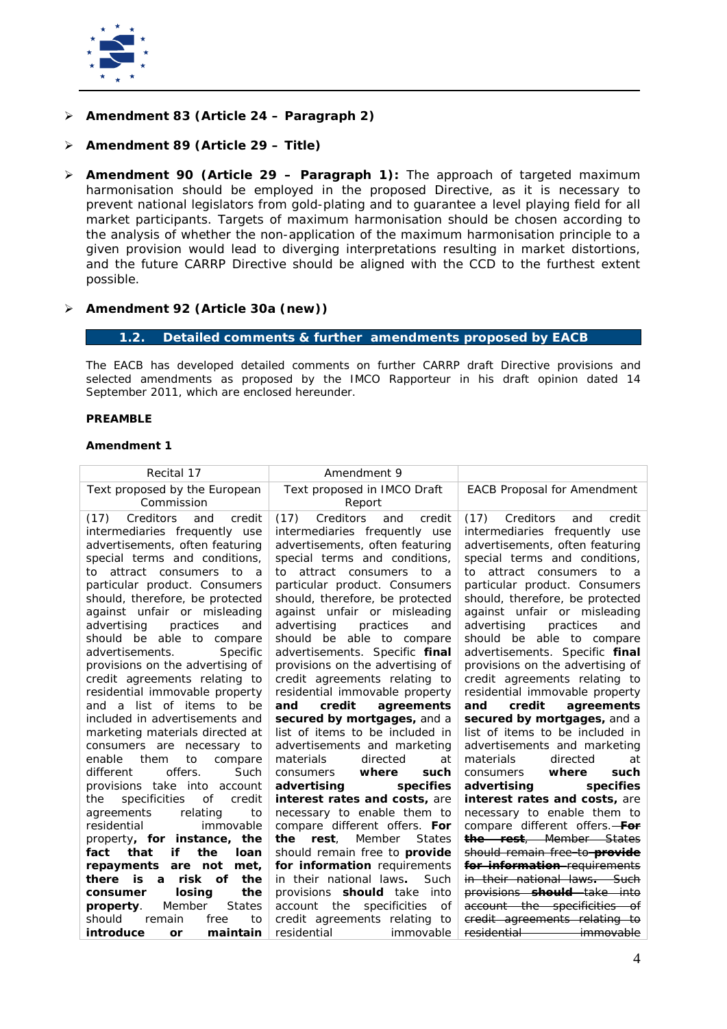- **Amendment 83 (Article 24 – Paragraph 2)**

- **Amendment 89 (Article 29 – Title)**

- **Amendment 90 (Article 29 – Paragraph 1):** The approach of targeted maximum harmonisation should be employed in the proposed Directive, as it is necessary to prevent national legislators from gold-plating and to guarantee a level playing field for all market participants. Targets of maximum harmonisation should be chosen according to the analysis of whether the non-application of the maximum harmonisation principle to a given provision would lead to diverging interpretations resulting in market distortions, and the future CARRP Directive should be aligned with the CCD to the furthest extent possible.

- **Amendment 92 (Article 30a (new))**

## 1.2. Detailed comments & further amendments proposed by EACB

The EACB has developed detailed comments on further CARRP draft Directive provisions and selected amendments as proposed by the IMCO Rapporteur in his draft opinion dated 14 September 2011, which are enclosed hereunder.

**PREAMBLE**

**Amendment 1**

| Recital 17 | Amendment 9 | |
|---|---|---|
| Text proposed by the European Commission | Text proposed in IMCO Draft Report | EACB Proposal for Amendment |
| (17) Creditors and credit intermediaries frequently use advertisements, often featuring special terms and conditions, to attract consumers to a particular product. Consumers should, therefore, be protected against unfair or misleading advertising practices and should be able to compare advertisements. Specific provisions on the advertising of credit agreements relating to residential immovable property and a list of items to be included in advertisements and marketing materials directed at consumers are necessary to enable them to compare different offers. Such provisions take into account the specificities of credit agreements relating to residential immovable property**, for instance, the fact that if the loan repayments are not met, there is a risk of the consumer losing the property**. Member States should remain free to **introduce or maintain** | (17) Creditors and credit intermediaries frequently use advertisements, often featuring special terms and conditions, to attract consumers to a particular product. Consumers should, therefore, be protected against unfair or misleading advertising practices and should be able to compare advertisements. Specific **final** provisions on the advertising of credit agreements relating to residential immovable property **and credit agreements secured by mortgages,** and a list of items to be included in advertisements and marketing materials directed at consumers **where such advertising specifies interest rates and costs,** are necessary to enable them to compare different offers. **For the rest**, Member States should remain free to **provide for information** requirements in their national laws**.** Such provisions **should** take into account the specificities of credit agreements relating to residential immovable | (17) Creditors and credit intermediaries frequently use advertisements, often featuring special terms and conditions, to attract consumers to a particular product. Consumers should, therefore, be protected against unfair or misleading advertising practices and should be able to compare advertisements. Specific **final** provisions on the advertising of credit agreements relating to residential immovable property **and credit agreements secured by mortgages,** and a list of items to be included in advertisements and marketing materials directed at consumers **where such advertising specifies interest rates and costs,** are necessary to enable them to compare different offers. ~~**For the rest**, Member States should remain free to **provide for information** requirements in their national laws. Such provisions **should** take into account the specificities of credit agreements relating to residential immovable~~ |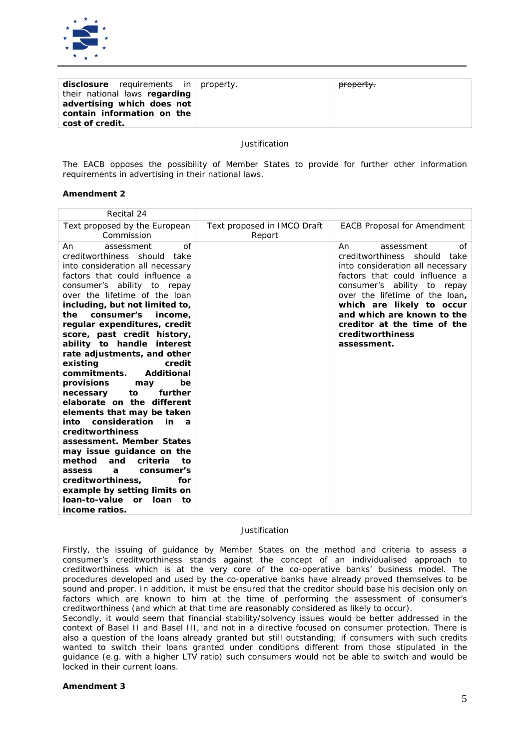| **disclosure** requirements in their national laws **regarding advertising which does not contain information on the cost of credit.** | property. | ~~property.~~ |
|---|---|---|

Justification

The EACB opposes the possibility of Member States to provide for further other information requirements in advertising in their national laws.

**Amendment 2**

| Recital 24 | | |
|---|---|---|
| Text proposed by the European Commission | Text proposed in IMCO Draft Report | EACB Proposal for Amendment |
| An assessment of creditworthiness should take into consideration all necessary factors that could influence a consumer's ability to repay over the lifetime of the loan **including, but not limited to, the consumer's income, regular expenditures, credit score, past credit history, ability to handle interest rate adjustments, and other existing credit commitments. Additional provisions may be necessary to further elaborate on the different elements that may be taken into consideration in a creditworthiness assessment. Member States may issue guidance on the method and criteria to assess a consumer's creditworthiness, for example by setting limits on loan-to-value or loan to income ratios.** | | An assessment of creditworthiness should take into consideration all necessary factors that could influence a consumer's ability to repay over the lifetime of the loan**, which are likely to occur and which are known to the creditor at the time of the creditworthiness assessment.** |

Justification

Firstly, the issuing of guidance by Member States on the method and criteria to assess a consumer's creditworthiness stands against the concept of an individualised approach to creditworthiness which is at the very core of the co-operative banks' business model. The procedures developed and used by the co-operative banks have already proved themselves to be sound and proper. In addition, it must be ensured that the creditor should base his decision only on factors which are known to him at the time of performing the assessment of consumer's creditworthiness (and which at that time are reasonably considered as likely to occur).
Secondly, it would seem that financial stability/solvency issues would be better addressed in the context of Basel II and Basel III, and not in a directive focused on consumer protection. There is also a question of the loans already granted but still outstanding; if consumers with such credits wanted to switch their loans granted under conditions different from those stipulated in the guidance (e.g. with a higher LTV ratio) such consumers would not be able to switch and would be locked in their current loans.

**Amendment 3**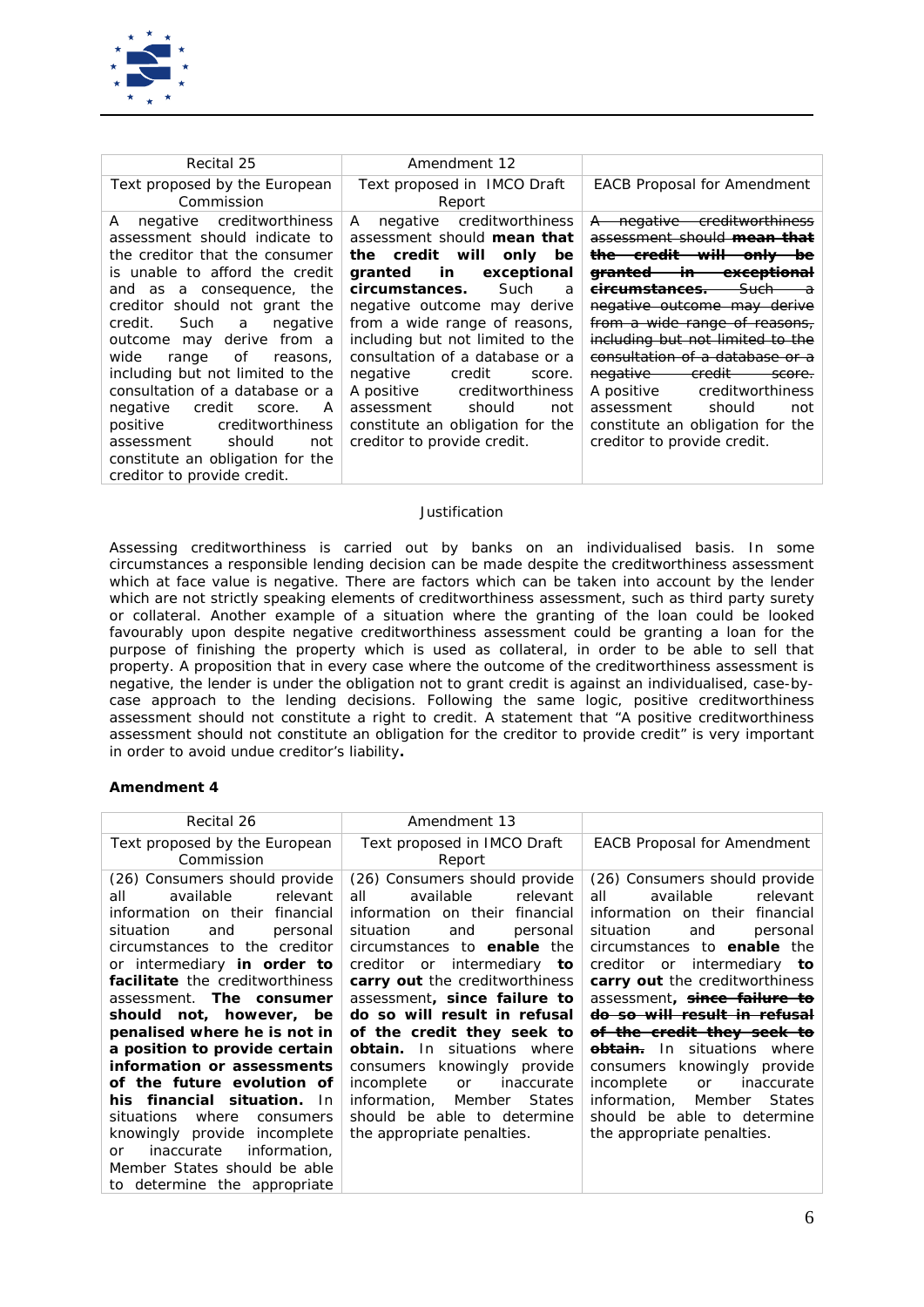| Recital 25 | Amendment 12 | |
|---|---|---|
| Text proposed by the European Commission | Text proposed in IMCO Draft Report | EACB Proposal for Amendment |
| A negative creditworthiness assessment should indicate to the creditor that the consumer is unable to afford the credit and as a consequence, the creditor should not grant the credit. Such a negative outcome may derive from a wide range of reasons, including but not limited to the consultation of a database or a negative credit score. A positive creditworthiness assessment should not constitute an obligation for the creditor to provide credit. | A negative creditworthiness assessment should **mean that the credit will only be granted in exceptional circumstances.** Such a negative outcome may derive from a wide range of reasons, including but not limited to the consultation of a database or a negative credit score. A positive creditworthiness assessment should not constitute an obligation for the creditor to provide credit. | ~~A negative creditworthiness assessment should~~ ~~**mean that the credit will only be granted in exceptional circumstances.**~~ ~~Such a negative outcome may derive from a wide range of reasons, including but not limited to the consultation of a database or a negative credit score.~~ A positive creditworthiness assessment should not constitute an obligation for the creditor to provide credit. |

Justification

Assessing creditworthiness is carried out by banks on an individualised basis. In some circumstances a responsible lending decision can be made despite the creditworthiness assessment which at face value is negative. There are factors which can be taken into account by the lender which are not strictly speaking elements of creditworthiness assessment, such as third party surety or collateral. Another example of a situation where the granting of the loan could be looked favourably upon despite negative creditworthiness assessment could be granting a loan for the purpose of finishing the property which is used as collateral, in order to be able to sell that property. A proposition that in every case where the outcome of the creditworthiness assessment is negative, the lender is under the obligation not to grant credit is against an individualised, case-by-case approach to the lending decisions. Following the same logic, positive creditworthiness assessment should not constitute a right to credit. A statement that "A positive creditworthiness assessment should not constitute an obligation for the creditor to provide credit" is very important in order to avoid undue creditor's liability**.**

**Amendment 4**

| Recital 26 | Amendment 13 | |
|---|---|---|
| Text proposed by the European Commission | Text proposed in IMCO Draft Report | EACB Proposal for Amendment |
| (26) Consumers should provide all available relevant information on their financial situation and personal circumstances to the creditor or intermediary **in order to facilitate** the creditworthiness assessment. **The consumer should not, however, be penalised where he is not in a position to provide certain information or assessments of the future evolution of his financial situation.** In situations where consumers knowingly provide incomplete or inaccurate information, Member States should be able to determine the appropriate | (26) Consumers should provide all available relevant information on their financial situation and personal circumstances to **enable** the creditor or intermediary **to carry out** the creditworthiness assessment**, since failure to do so will result in refusal of the credit they seek to obtain.** In situations where consumers knowingly provide incomplete or inaccurate information, Member States should be able to determine the appropriate penalties. | (26) Consumers should provide all available relevant information on their financial situation and personal circumstances to **enable** the creditor or intermediary **to carry out** the creditworthiness assessment**,** ~~**since failure to do so will result in refusal of the credit they seek to obtain.**~~ In situations where consumers knowingly provide incomplete or inaccurate information, Member States should be able to determine the appropriate penalties. |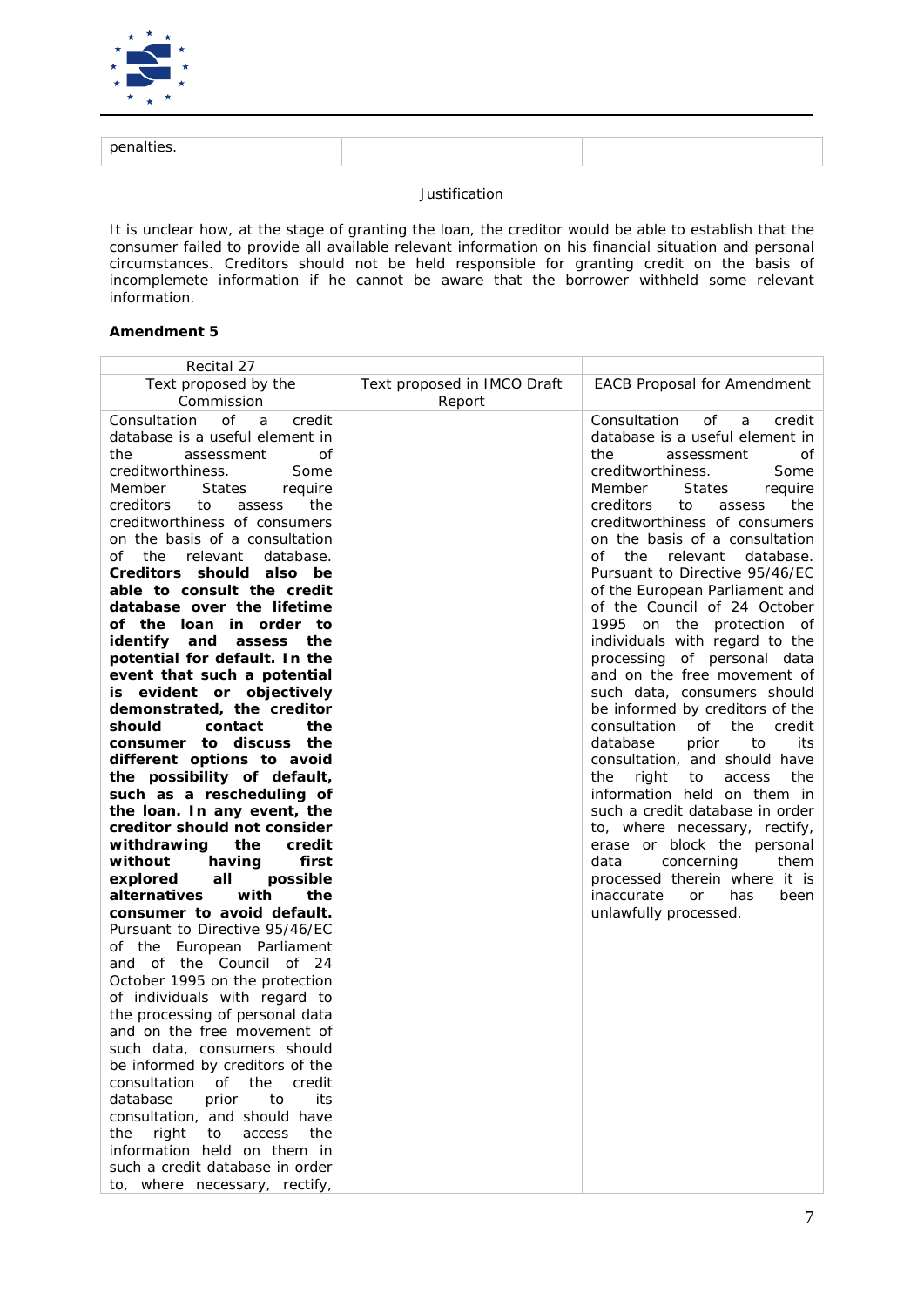| penalties. | | |
|---|---|---|

Justification

It is unclear how, at the stage of granting the loan, the creditor would be able to establish that the consumer failed to provide all available relevant information on his financial situation and personal circumstances. Creditors should not be held responsible for granting credit on the basis of incomplemete information if he cannot be aware that the borrower withheld some relevant information.

**Amendment 5**

| Recital 27 | | |
|---|---|---|
| Text proposed by the Commission | Text proposed in IMCO Draft Report | EACB Proposal for Amendment |
| Consultation of a credit database is a useful element in the assessment of creditworthiness. Some Member States require creditors to assess the creditworthiness of consumers on the basis of a consultation of the relevant database. **Creditors should also be able to consult the credit database over the lifetime of the loan in order to identify and assess the potential for default. In the event that such a potential is evident or objectively demonstrated, the creditor should contact the consumer to discuss the different options to avoid the possibility of default, such as a rescheduling of the loan. In any event, the creditor should not consider withdrawing the credit without having first explored all possible alternatives with the consumer to avoid default.** Pursuant to Directive 95/46/EC of the European Parliament and of the Council of 24 October 1995 on the protection of individuals with regard to the processing of personal data and on the free movement of such data, consumers should be informed by creditors of the consultation of the credit database prior to its consultation, and should have the right to access the information held on them in such a credit database in order to, where necessary, rectify, | | Consultation of a credit database is a useful element in the assessment of creditworthiness. Some Member States require creditors to assess the creditworthiness of consumers on the basis of a consultation of the relevant database. Pursuant to Directive 95/46/EC of the European Parliament and of the Council of 24 October 1995 on the protection of individuals with regard to the processing of personal data and on the free movement of such data, consumers should be informed by creditors of the consultation of the credit database prior to its consultation, and should have the right to access the information held on them in such a credit database in order to, where necessary, rectify, erase or block the personal data concerning them processed therein where it is inaccurate or has been unlawfully processed. |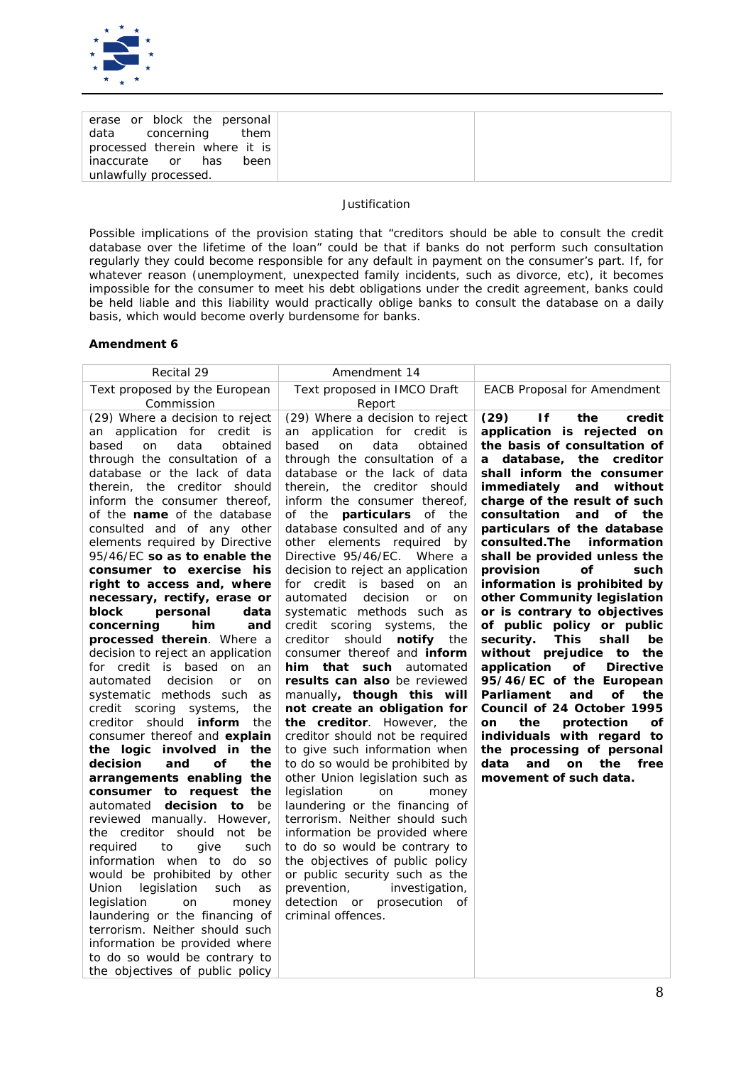| erase or block the personal data concerning them processed therein where it is inaccurate or has been unlawfully processed. | | |
|---|---|---|

Justification

Possible implications of the provision stating that "creditors should be able to consult the credit database over the lifetime of the loan" could be that if banks do not perform such consultation regularly they could become responsible for any default in payment on the consumer's part. If, for whatever reason (unemployment, unexpected family incidents, such as divorce, etc), it becomes impossible for the consumer to meet his debt obligations under the credit agreement, banks could be held liable and this liability would practically oblige banks to consult the database on a daily basis, which would become overly burdensome for banks.

**Amendment 6**

| Recital 29 | Amendment 14 | |
|---|---|---|
| Text proposed by the European Commission | Text proposed in IMCO Draft Report | EACB Proposal for Amendment |
| (29) Where a decision to reject an application for credit is based on data obtained through the consultation of a database or the lack of data therein, the creditor should inform the consumer thereof, of the **name** of the database consulted and of any other elements required by Directive 95/46/EC **so as to enable the consumer to exercise his right to access and, where necessary, rectify, erase or block personal data concerning him and processed therein**. Where a decision to reject an application for credit is based on an automated decision or on systematic methods such as credit scoring systems, the creditor should **inform** the consumer thereof and **explain the logic involved in the decision and of the arrangements enabling the consumer to request the** automated **decision to** be reviewed manually. However, the creditor should not be required to give such information when to do so would be prohibited by other Union legislation such as legislation on money laundering or the financing of terrorism. Neither should such information be provided where to do so would be contrary to the objectives of public policy | (29) Where a decision to reject an application for credit is based on data obtained through the consultation of a database or the lack of data therein, the creditor should inform the consumer thereof, of the **particulars** of the database consulted and of any other elements required by Directive 95/46/EC. Where a decision to reject an application for credit is based on an automated decision or on systematic methods such as credit scoring systems, the creditor should **notify** the consumer thereof and **inform him that such** automated **results can also** be reviewed manually**, though this will not create an obligation for the creditor**. However, the creditor should not be required to give such information when to do so would be prohibited by other Union legislation such as legislation on money laundering or the financing of terrorism. Neither should such information be provided where to do so would be contrary to the objectives of public policy or public security such as the prevention, investigation, detection or prosecution of criminal offences. | **(29) If the credit application is rejected on the basis of consultation of a database, the creditor shall inform the consumer immediately and without charge of the result of such consultation and of the particulars of the database consulted.The information shall be provided unless the provision of such information is prohibited by other Community legislation or is contrary to objectives of public policy or public security. This shall be without prejudice to the application of Directive 95/46/EC of the European Parliament and of the Council of 24 October 1995 on the protection of individuals with regard to the processing of personal data and on the free movement of such data.** |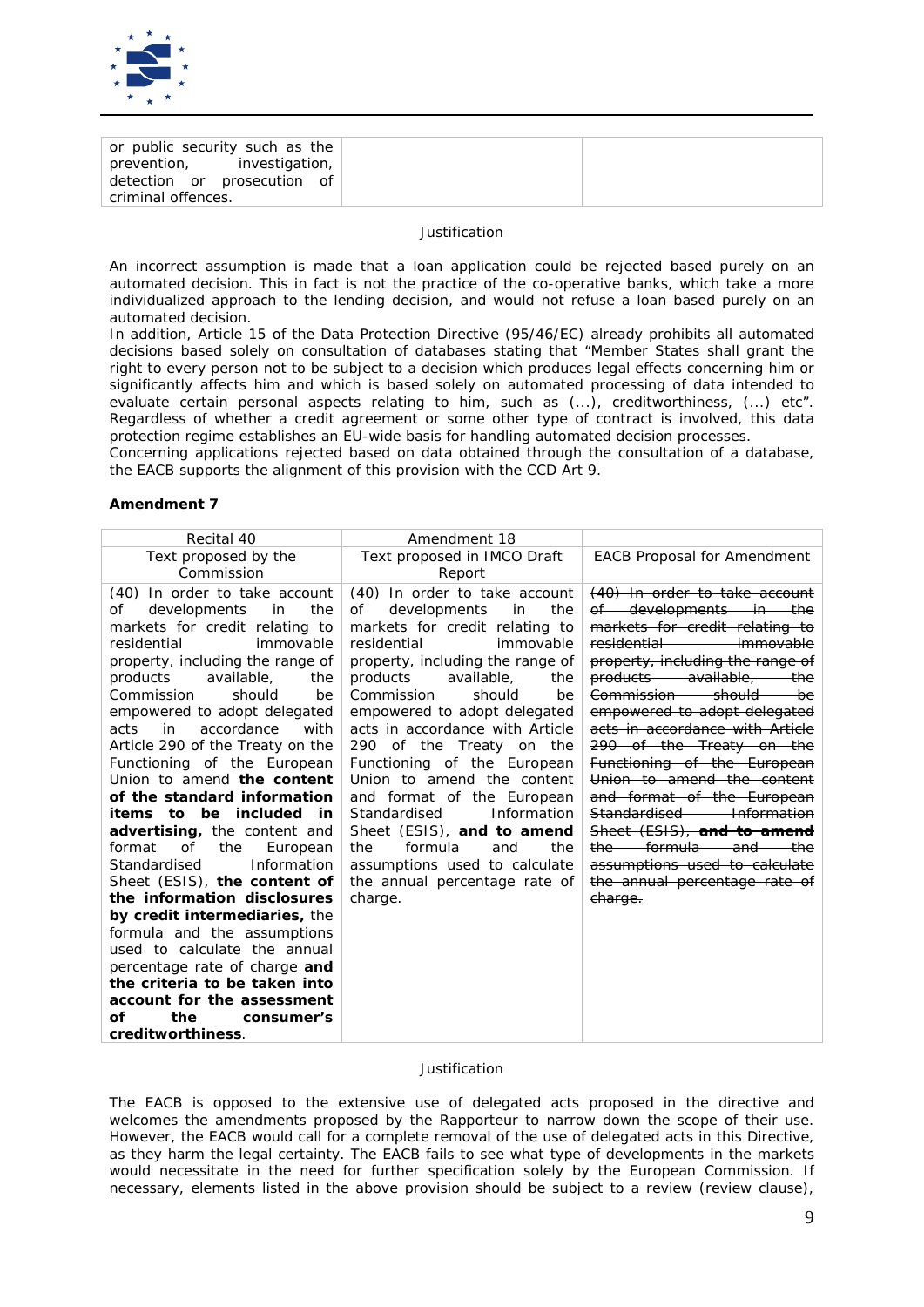| or public security such as the prevention, investigation, detection or prosecution of criminal offences. | | |
|---|---|---|

Justification

An incorrect assumption is made that a loan application could be rejected based purely on an automated decision. This in fact is not the practice of the co-operative banks, which take a more individualized approach to the lending decision, and would not refuse a loan based purely on an automated decision.
In addition, Article 15 of the Data Protection Directive (95/46/EC) already prohibits all automated decisions based solely on consultation of databases stating that "Member States shall grant the right to every person not to be subject to a decision which produces legal effects concerning him or significantly affects him and which is based solely on automated processing of data intended to evaluate certain personal aspects relating to him, such as (...), creditworthiness, (...) etc". Regardless of whether a credit agreement or some other type of contract is involved, this data protection regime establishes an EU-wide basis for handling automated decision processes.
Concerning applications rejected based on data obtained through the consultation of a database, the EACB supports the alignment of this provision with the CCD Art 9.

**Amendment 7**

| Recital 40 | Amendment 18 | |
|---|---|---|
| Text proposed by the Commission | Text proposed in IMCO Draft Report | EACB Proposal for Amendment |
| (40) In order to take account of developments in the markets for credit relating to residential immovable property, including the range of products available, the Commission should be empowered to adopt delegated acts in accordance with Article 290 of the Treaty on the Functioning of the European Union to amend **the content of the standard information items to be included in advertising,** the content and format of the European Standardised Information Sheet (ESIS), **the content of the information disclosures by credit intermediaries,** the formula and the assumptions used to calculate the annual percentage rate of charge **and the criteria to be taken into account for the assessment of the consumer's creditworthiness**. | (40) In order to take account of developments in the markets for credit relating to residential immovable property, including the range of products available, the Commission should be empowered to adopt delegated acts in accordance with Article 290 of the Treaty on the Functioning of the European Union to amend the content and format of the European Standardised Information Sheet (ESIS), **and to amend** the formula and the assumptions used to calculate the annual percentage rate of charge. | ~~(40) In order to take account of developments in the markets for credit relating to residential immovable property, including the range of products available, the Commission should be empowered to adopt delegated acts in accordance with Article 290 of the Treaty on the Functioning of the European Union to amend the content and format of the European Standardised Information Sheet (ESIS),~~ ~~**and to amend**~~ ~~the formula and the assumptions used to calculate the annual percentage rate of charge.~~ |

Justification

The EACB is opposed to the extensive use of delegated acts proposed in the directive and welcomes the amendments proposed by the Rapporteur to narrow down the scope of their use. However, the EACB would call for a complete removal of the use of delegated acts in this Directive, as they harm the legal certainty. The EACB fails to see what type of developments in the markets would necessitate in the need for further specification solely by the European Commission. If necessary, elements listed in the above provision should be subject to a review (review clause),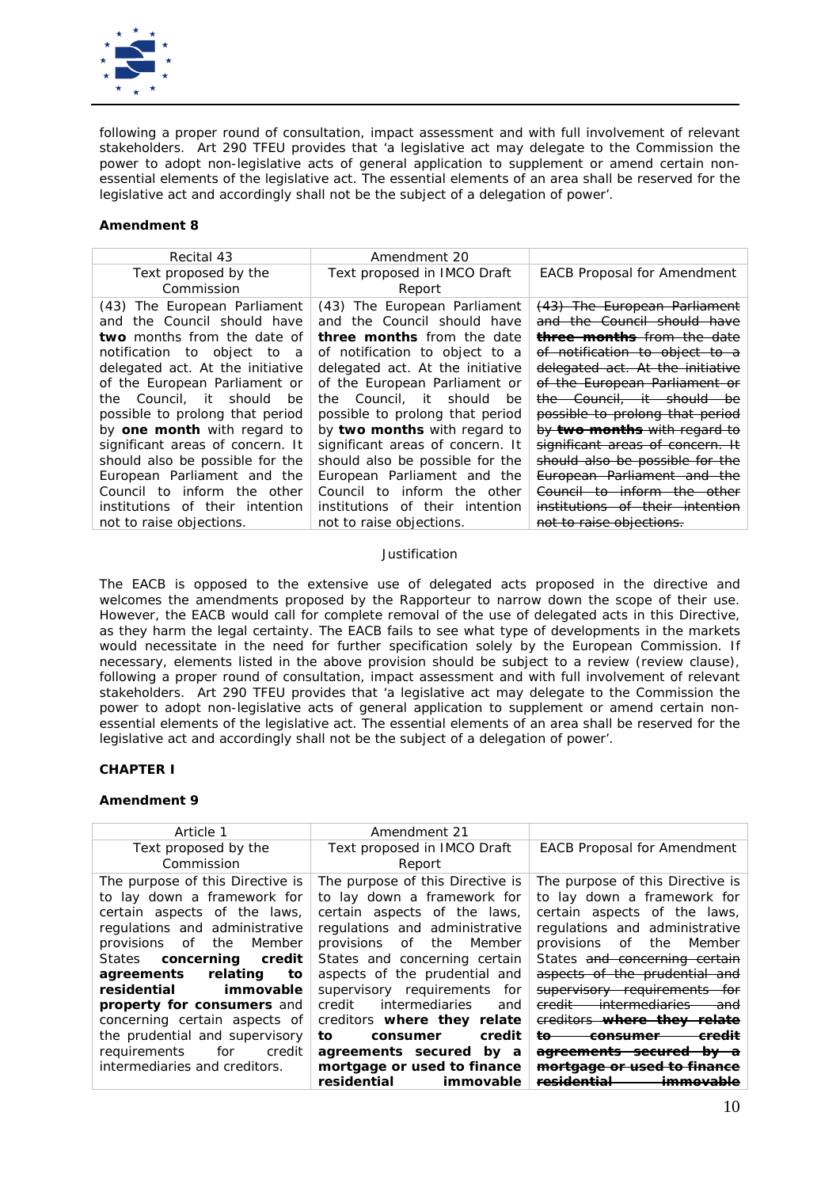following a proper round of consultation, impact assessment and with full involvement of relevant stakeholders. Art 290 TFEU provides that 'a legislative act may delegate to the Commission the power to adopt non-legislative acts of general application to supplement or amend certain non-essential elements of the legislative act. The essential elements of an area shall be reserved for the legislative act and accordingly shall not be the subject of a delegation of power'.

**Amendment 8**

| Recital 43 | Amendment 20 | |
|---|---|---|
| Text proposed by the Commission | Text proposed in IMCO Draft Report | EACB Proposal for Amendment |
| (43) The European Parliament and the Council should have **two** months from the date of notification to object to a delegated act. At the initiative of the European Parliament or the Council, it should be possible to prolong that period by **one month** with regard to significant areas of concern. It should also be possible for the European Parliament and the Council to inform the other institutions of their intention not to raise objections. | (43) The European Parliament and the Council should have **three months** from the date of notification to object to a delegated act. At the initiative of the European Parliament or the Council, it should be possible to prolong that period by **two months** with regard to significant areas of concern. It should also be possible for the European Parliament and the Council to inform the other institutions of their intention not to raise objections. | ~~(43) The European Parliament and the Council should have **three months** from the date of notification to object to a delegated act. At the initiative of the European Parliament or the Council, it should be possible to prolong that period by **two months** with regard to significant areas of concern. It should also be possible for the European Parliament and the Council to inform the other institutions of their intention not to raise objections.~~ |

Justification

The EACB is opposed to the extensive use of delegated acts proposed in the directive and welcomes the amendments proposed by the Rapporteur to narrow down the scope of their use. However, the EACB would call for complete removal of the use of delegated acts in this Directive, as they harm the legal certainty. The EACB fails to see what type of developments in the markets would necessitate in the need for further specification solely by the European Commission. If necessary, elements listed in the above provision should be subject to a review (review clause), following a proper round of consultation, impact assessment and with full involvement of relevant stakeholders. Art 290 TFEU provides that 'a legislative act may delegate to the Commission the power to adopt non-legislative acts of general application to supplement or amend certain non-essential elements of the legislative act. The essential elements of an area shall be reserved for the legislative act and accordingly shall not be the subject of a delegation of power'.

**CHAPTER I**

**Amendment 9**

| Article 1 | Amendment 21 | |
|---|---|---|
| Text proposed by the Commission | Text proposed in IMCO Draft Report | EACB Proposal for Amendment |
| The purpose of this Directive is to lay down a framework for certain aspects of the laws, regulations and administrative provisions of the Member States **concerning credit agreements relating to residential immovable property for consumers** and concerning certain aspects of the prudential and supervisory requirements for credit intermediaries and creditors. | The purpose of this Directive is to lay down a framework for certain aspects of the laws, regulations and administrative provisions of the Member States and concerning certain aspects of the prudential and supervisory requirements for credit intermediaries and creditors **where they relate to consumer credit agreements secured by a mortgage or used to finance residential immovable** | The purpose of this Directive is to lay down a framework for certain aspects of the laws, regulations and administrative provisions of the Member States ~~and concerning certain aspects of the prudential and supervisory requirements for credit intermediaries and creditors~~ ~~**where they relate to consumer credit agreements secured by a mortgage or used to finance residential immovable**~~ |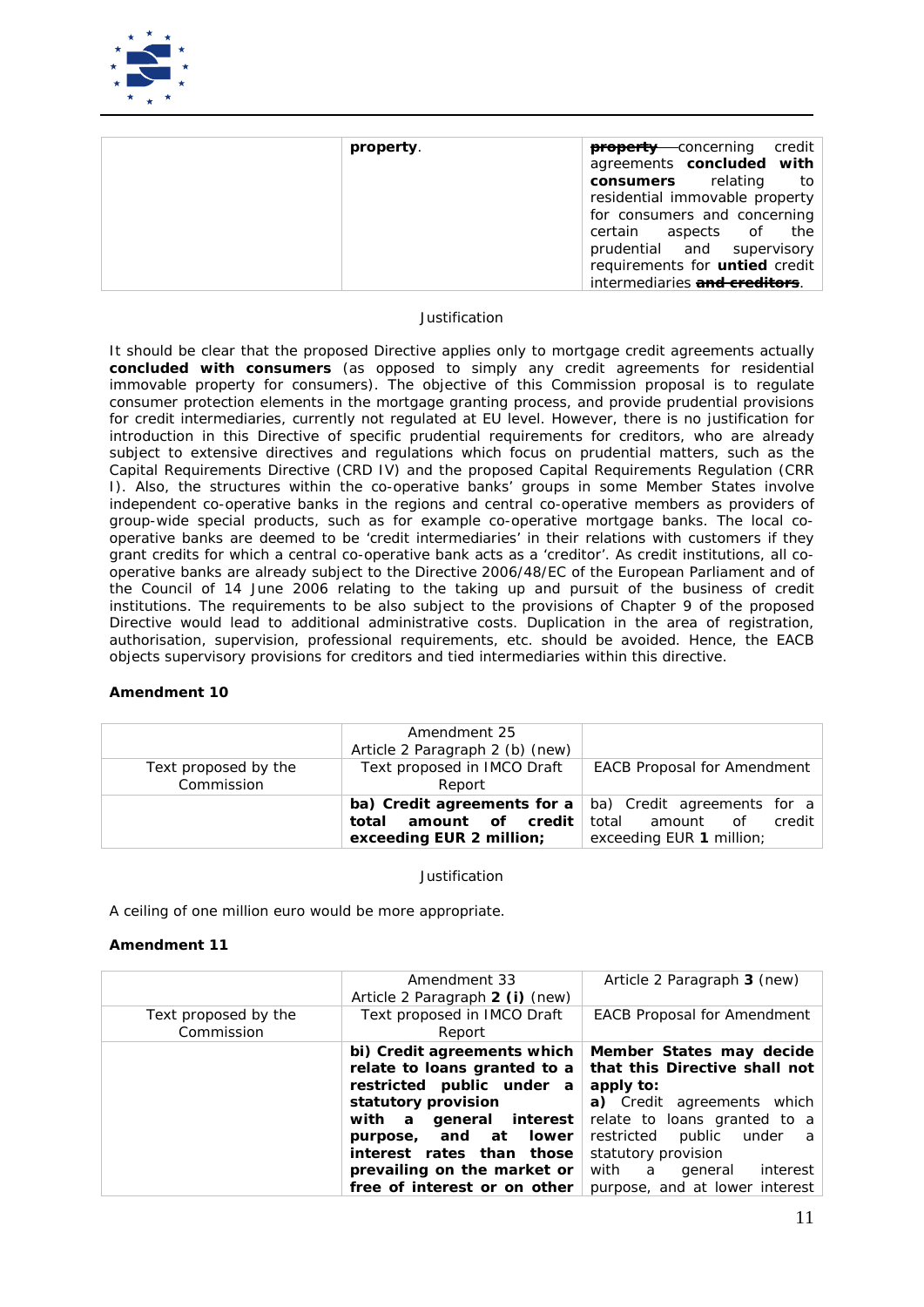| | | |
|---|---|---|
| | **property**. | ~~**property**~~ concerning credit agreements **concluded with consumers** relating to residential immovable property for consumers and concerning certain aspects of the prudential and supervisory requirements for **untied** credit intermediaries ~~**and creditors**~~. |

Justification

It should be clear that the proposed Directive applies only to mortgage credit agreements actually **concluded with consumers** (as opposed to simply any credit agreements for residential immovable property for consumers). The objective of this Commission proposal is to regulate consumer protection elements in the mortgage granting process, and provide prudential provisions for credit intermediaries, currently not regulated at EU level. However, there is no justification for introduction in this Directive of specific prudential requirements for creditors, who are already subject to extensive directives and regulations which focus on prudential matters, such as the Capital Requirements Directive (CRD IV) and the proposed Capital Requirements Regulation (CRR I). Also, the structures within the co-operative banks' groups in some Member States involve independent co-operative banks in the regions and central co-operative members as providers of group-wide special products, such as for example co-operative mortgage banks. The local co-operative banks are deemed to be 'credit intermediaries' in their relations with customers if they grant credits for which a central co-operative bank acts as a 'creditor'. As credit institutions, all co-operative banks are already subject to the Directive 2006/48/EC of the European Parliament and of the Council of 14 June 2006 relating to the taking up and pursuit of the business of credit institutions. The requirements to be also subject to the provisions of Chapter 9 of the proposed Directive would lead to additional administrative costs. Duplication in the area of registration, authorisation, supervision, professional requirements, etc. should be avoided. Hence, the EACB objects supervisory provisions for creditors and tied intermediaries within this directive.

**Amendment 10**

| | Amendment 25<br>Article 2 Paragraph 2 (b) (new) | |
|---|---|---|
| Text proposed by the Commission | Text proposed in IMCO Draft Report | EACB Proposal for Amendment |
| | **ba) Credit agreements for a total amount of credit exceeding EUR 2 million;** | ba) Credit agreements for a total amount of credit exceeding EUR **1** million; |

Justification

A ceiling of one million euro would be more appropriate.

**Amendment 11**

| | Amendment 33<br>Article 2 Paragraph **2 (i)** (new) | Article 2 Paragraph **3** (new) |
|---|---|---|
| Text proposed by the Commission | Text proposed in IMCO Draft Report | EACB Proposal for Amendment |
| | **bi) Credit agreements which relate to loans granted to a restricted public under a statutory provision with a general interest purpose, and at lower interest rates than those prevailing on the market or free of interest or on other** | **Member States may decide that this Directive shall not apply to:**<br>**a)** Credit agreements which relate to loans granted to a restricted public under a statutory provision with a general interest purpose, and at lower interest |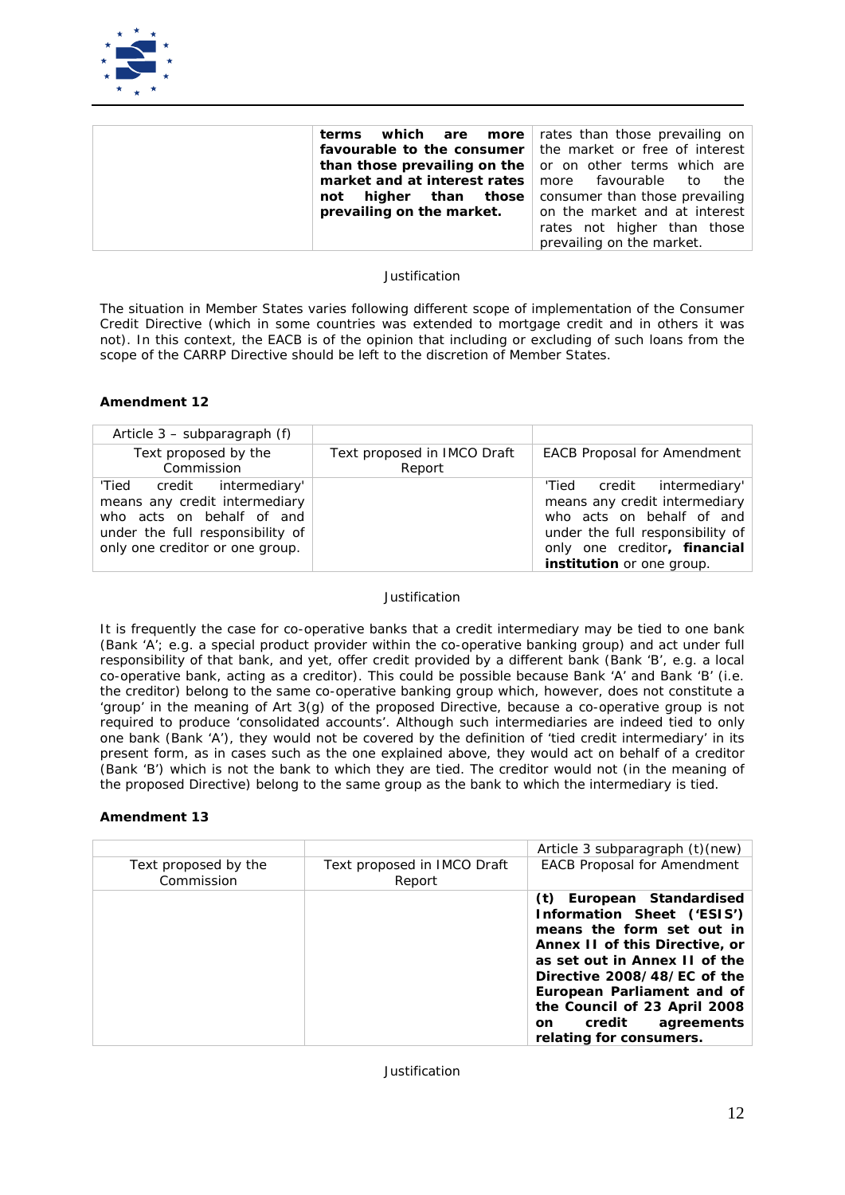| | | |
|---|---|---|
| | **terms which are more favourable to the consumer than those prevailing on the market and at interest rates not higher than those prevailing on the market.** | rates than those prevailing on the market or free of interest or on other terms which are more favourable to the consumer than those prevailing on the market and at interest rates not higher than those prevailing on the market. |

Justification

The situation in Member States varies following different scope of implementation of the Consumer Credit Directive (which in some countries was extended to mortgage credit and in others it was not). In this context, the EACB is of the opinion that including or excluding of such loans from the scope of the CARRP Directive should be left to the discretion of Member States.

**Amendment 12**

| Article 3 – subparagraph (f) | | |
|---|---|---|
| Text proposed by the Commission | Text proposed in IMCO Draft Report | EACB Proposal for Amendment |
| 'Tied credit intermediary' means any credit intermediary who acts on behalf of and under the full responsibility of only one creditor or one group. | | 'Tied credit intermediary' means any credit intermediary who acts on behalf of and under the full responsibility of only one creditor**, financial institution** or one group. |

Justification

It is frequently the case for co-operative banks that a credit intermediary may be tied to one bank (Bank 'A'; e.g. a special product provider within the co-operative banking group) and act under full responsibility of that bank, and yet, offer credit provided by a different bank (Bank 'B', e.g. a local co-operative bank, acting as a creditor). This could be possible because Bank 'A' and Bank 'B' (i.e. the creditor) belong to the same co-operative banking group which, however, does not constitute a 'group' in the meaning of Art 3(g) of the proposed Directive, because a co-operative group is not required to produce 'consolidated accounts'. Although such intermediaries are indeed tied to only one bank (Bank 'A'), they would not be covered by the definition of 'tied credit intermediary' in its present form, as in cases such as the one explained above, they would act on behalf of a creditor (Bank 'B') which is not the bank to which they are tied. The creditor would not (in the meaning of the proposed Directive) belong to the same group as the bank to which the intermediary is tied.

**Amendment 13**

| | | Article 3 subparagraph (t)(new) |
|---|---|---|
| Text proposed by the Commission | Text proposed in IMCO Draft Report | EACB Proposal for Amendment |
| | | **(t) European Standardised Information Sheet ('ESIS') means the form set out in Annex II of this Directive, or as set out in Annex II of the Directive 2008/48/EC of the European Parliament and of the Council of 23 April 2008 on credit agreements relating for consumers.** |

Justification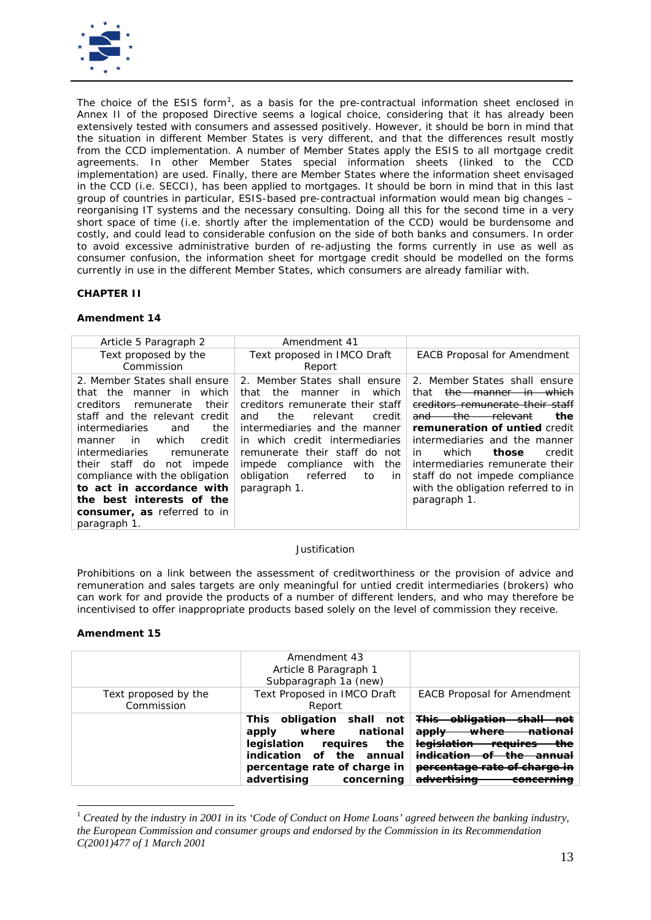The choice of the ESIS form[1], as a basis for the pre-contractual information sheet enclosed in Annex II of the proposed Directive seems a logical choice, considering that it has already been extensively tested with consumers and assessed positively. However, it should be born in mind that the situation in different Member States is very different, and that the differences result mostly from the CCD implementation. A number of Member States apply the ESIS to all mortgage credit agreements. In other Member States special information sheets (linked to the CCD implementation) are used. Finally, there are Member States where the information sheet envisaged in the CCD (i.e. SECCI), has been applied to mortgages. It should be born in mind that in this last group of countries in particular, ESIS-based pre-contractual information would mean big changes – reorganising IT systems and the necessary consulting. Doing all this for the second time in a very short space of time (i.e. shortly after the implementation of the CCD) would be burdensome and costly, and could lead to considerable confusion on the side of both banks and consumers. In order to avoid excessive administrative burden of re-adjusting the forms currently in use as well as consumer confusion, the information sheet for mortgage credit should be modelled on the forms currently in use in the different Member States, which consumers are already familiar with.

**CHAPTER II**

**Amendment 14**

| Article 5 Paragraph 2 | Amendment 41 | |
|---|---|---|
| Text proposed by the Commission | Text proposed in IMCO Draft Report | EACB Proposal for Amendment |
| 2. Member States shall ensure that the manner in which creditors remunerate their staff and the relevant credit intermediaries and the manner in which credit intermediaries remunerate their staff do not impede compliance with the obligation **to act in accordance with the best interests of the consumer, as** referred to in paragraph 1. | 2. Member States shall ensure that the manner in which creditors remunerate their staff and the relevant credit intermediaries and the manner in which credit intermediaries remunerate their staff do not impede compliance with the obligation referred to in paragraph 1. | 2. Member States shall ensure that ~~the manner in which creditors remunerate their staff and the relevant~~ **the remuneration of untied** credit intermediaries and the manner in which **those** credit intermediaries remunerate their staff do not impede compliance with the obligation referred to in paragraph 1. |

Justification

Prohibitions on a link between the assessment of creditworthiness or the provision of advice and remuneration and sales targets are only meaningful for untied credit intermediaries (brokers) who can work for and provide the products of a number of different lenders, and who may therefore be incentivised to offer inappropriate products based solely on the level of commission they receive.

**Amendment 15**

| | Amendment 43<br>Article 8 Paragraph 1<br>Subparagraph 1a (new) | |
|---|---|---|
| Text proposed by the Commission | Text Proposed in IMCO Draft Report | EACB Proposal for Amendment |
| | **This obligation shall not apply where national legislation requires the indication of the annual percentage rate of charge in advertising concerning** | ~~**This obligation shall not apply where national legislation requires the indication of the annual percentage rate of charge in advertising concerning**~~ |

[1] *Created by the industry in 2001 in its 'Code of Conduct on Home Loans' agreed between the banking industry, the European Commission and consumer groups and endorsed by the Commission in its Recommendation C(2001)477 of 1 March 2001*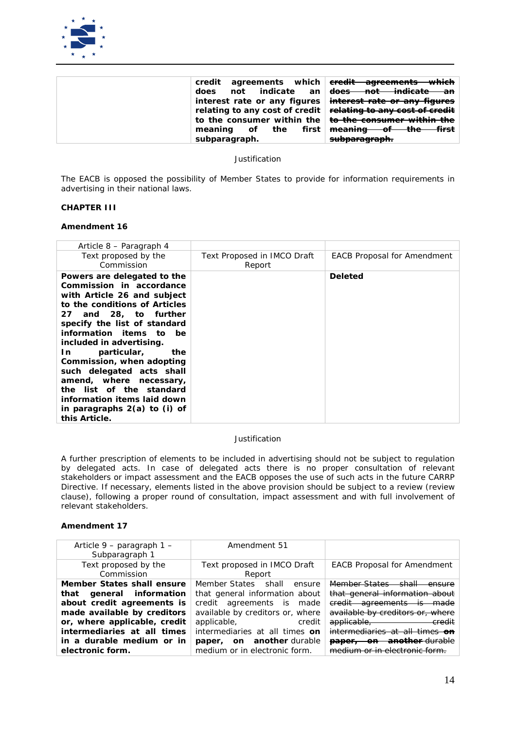| | | |
|---|---|---|
| | **credit agreements which does not indicate an interest rate or any figures relating to any cost of credit to the consumer within the meaning of the first subparagraph.** | ~~**credit agreements which does not indicate an interest rate or any figures relating to any cost of credit to the consumer within the meaning of the first subparagraph.**~~ |

Justification

The EACB is opposed the possibility of Member States to provide for information requirements in advertising in their national laws.

**CHAPTER III**

**Amendment 16**

| Article 8 – Paragraph 4 | | |
|---|---|---|
| Text proposed by the Commission | Text Proposed in IMCO Draft Report | EACB Proposal for Amendment |
| **Powers are delegated to the Commission in accordance with Article 26 and subject to the conditions of Articles 27 and 28, to further specify the list of standard information items to be included in advertising. In particular, the Commission, when adopting such delegated acts shall amend, where necessary, the list of the standard information items laid down in paragraphs 2(a) to (i) of this Article.** | | **Deleted** |

Justification

A further prescription of elements to be included in advertising should not be subject to regulation by delegated acts. In case of delegated acts there is no proper consultation of relevant stakeholders or impact assessment and the EACB opposes the use of such acts in the future CARRP Directive. If necessary, elements listed in the above provision should be subject to a review (review clause), following a proper round of consultation, impact assessment and with full involvement of relevant stakeholders.

**Amendment 17**

| Article 9 – paragraph 1 – Subparagraph 1 | Amendment 51 | |
|---|---|---|
| Text proposed by the Commission | Text proposed in IMCO Draft Report | EACB Proposal for Amendment |
| **Member States shall ensure that general information about credit agreements is made available by creditors or, where applicable, credit intermediaries at all times in a durable medium or in electronic form.** | Member States shall ensure that general information about credit agreements is made available by creditors or, where applicable, credit intermediaries at all times **on paper, on another** durable medium or in electronic form. | ~~Member States shall ensure that general information about credit agreements is made available by creditors or, where applicable, credit intermediaries at all times **on paper, on another** durable medium or in electronic form.~~ |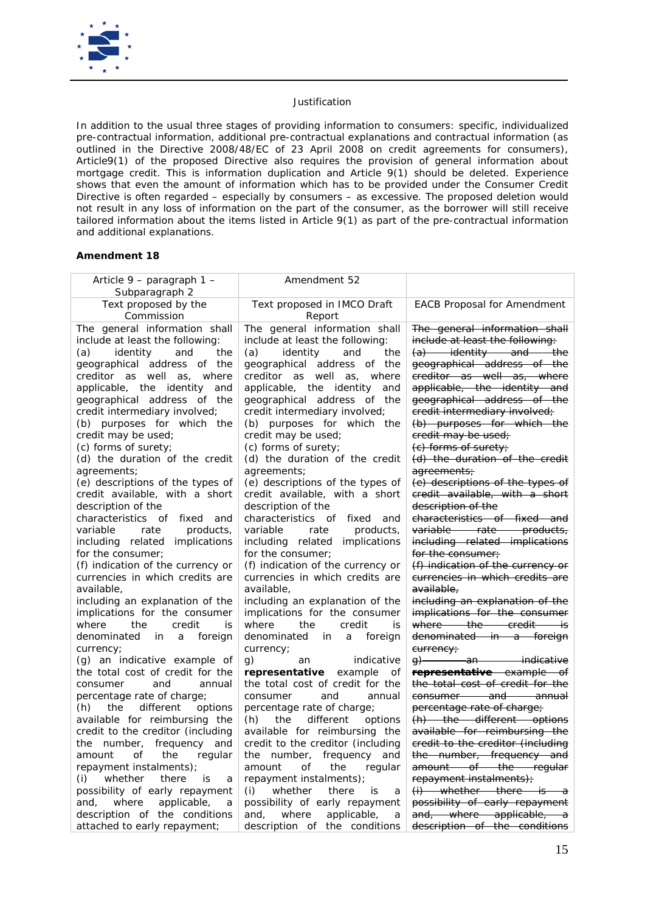Justification

In addition to the usual three stages of providing information to consumers: specific, individualized pre-contractual information, additional pre-contractual explanations and contractual information (as outlined in the Directive 2008/48/EC of 23 April 2008 on credit agreements for consumers), Article9(1) of the proposed Directive also requires the provision of general information about mortgage credit. This is information duplication and Article 9(1) should be deleted. Experience shows that even the amount of information which has to be provided under the Consumer Credit Directive is often regarded – especially by consumers – as excessive. The proposed deletion would not result in any loss of information on the part of the consumer, as the borrower will still receive tailored information about the items listed in Article 9(1) as part of the pre-contractual information and additional explanations.

**Amendment 18**

| Article 9 – paragraph 1 – Subparagraph 2 | Amendment 52 | |
|---|---|---|
| Text proposed by the Commission | Text proposed in IMCO Draft Report | EACB Proposal for Amendment |
| The general information shall include at least the following:<br>(a) identity and the geographical address of the creditor as well as, where applicable, the identity and geographical address of the credit intermediary involved;<br>(b) purposes for which the credit may be used;<br>(c) forms of surety;<br>(d) the duration of the credit agreements;<br>(e) descriptions of the types of credit available, with a short description of the characteristics of fixed and variable rate products, including related implications for the consumer;<br>(f) indication of the currency or currencies in which credits are available,<br>including an explanation of the implications for the consumer where the credit is denominated in a foreign currency;<br>(g) an indicative example of the total cost of credit for the consumer and annual percentage rate of charge;<br>(h) the different options available for reimbursing the credit to the creditor (including the number, frequency and amount of the regular repayment instalments);<br>(i) whether there is a possibility of early repayment and, where applicable, a description of the conditions attached to early repayment; | The general information shall include at least the following:<br>(a) identity and the geographical address of the creditor as well as, where applicable, the identity and geographical address of the credit intermediary involved;<br>(b) purposes for which the credit may be used;<br>(c) forms of surety;<br>(d) the duration of the credit agreements;<br>(e) descriptions of the types of credit available, with a short description of the characteristics of fixed and variable rate products, including related implications for the consumer;<br>(f) indication of the currency or currencies in which credits are available,<br>including an explanation of the implications for the consumer where the credit is denominated in a foreign currency;<br>g) an indicative **representative** example of the total cost of credit for the consumer and annual percentage rate of charge;<br>(h) the different options available for reimbursing the credit to the creditor (including the number, frequency and amount of the regular repayment instalments);<br>(i) whether there is a possibility of early repayment and, where applicable, a description of the conditions | ~~The general information shall include at least the following:~~<br>~~(a) identity and the geographical address of the creditor as well as, where applicable, the identity and geographical address of the credit intermediary involved;~~<br>~~(b) purposes for which the credit may be used;~~<br>~~(c) forms of surety;~~<br>~~(d) the duration of the credit agreements;~~<br>~~(e) descriptions of the types of credit available, with a short description of the characteristics of fixed and variable rate products, including related implications for the consumer;~~<br>~~(f) indication of the currency or currencies in which credits are available,~~<br>~~including an explanation of the implications for the consumer where the credit is denominated in a foreign currency;~~<br>~~g) an indicative **representative** example of the total cost of credit for the consumer and annual percentage rate of charge;~~<br>~~(h) the different options available for reimbursing the credit to the creditor (including the number, frequency and amount of the regular repayment instalments);~~<br>~~(i) whether there is a possibility of early repayment and, where applicable, a description of the conditions~~ |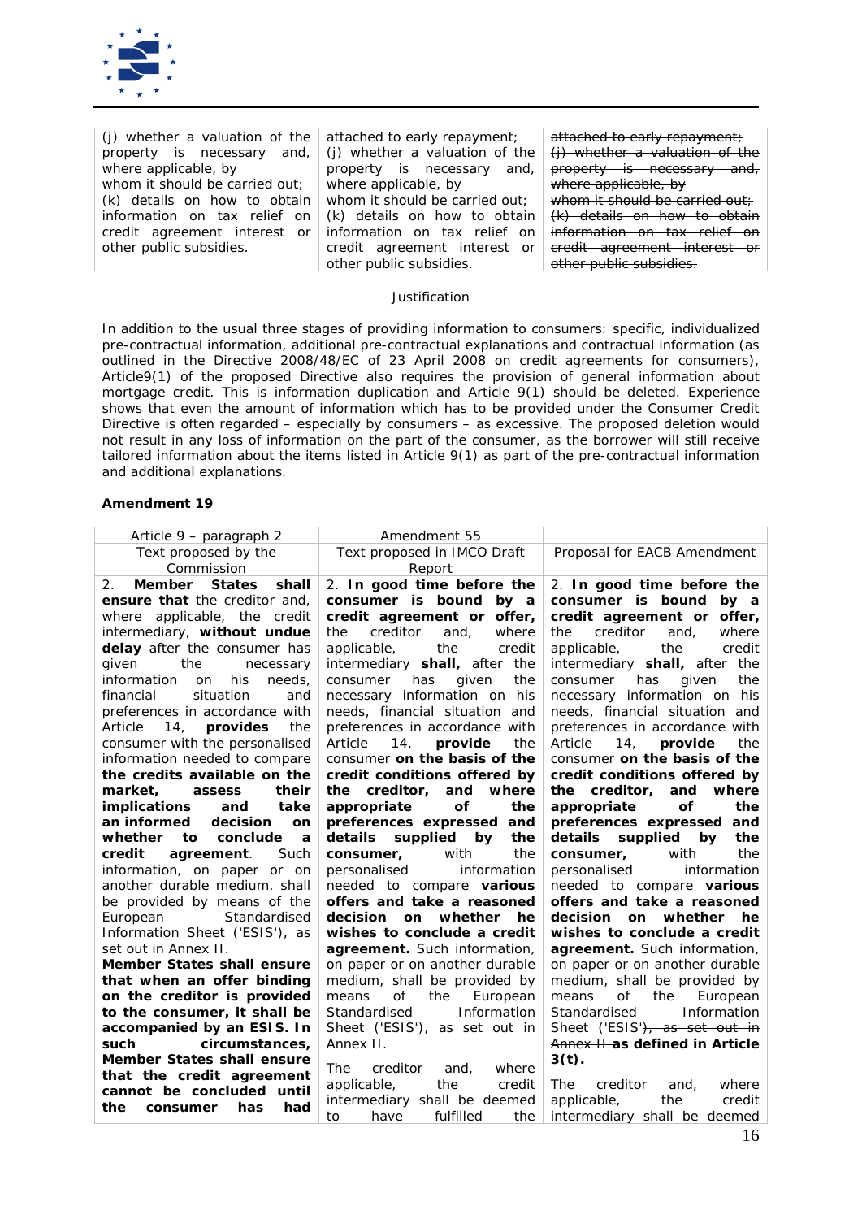| | | |
|---|---|---|
| (j) whether a valuation of the property is necessary and, where applicable, by whom it should be carried out; (k) details on how to obtain information on tax relief on credit agreement interest or other public subsidies. | attached to early repayment; (j) whether a valuation of the property is necessary and, where applicable, by whom it should be carried out; (k) details on how to obtain information on tax relief on credit agreement interest or other public subsidies. | ~~attached to early repayment; (j) whether a valuation of the property is necessary and, where applicable, by whom it should be carried out; (k) details on how to obtain information on tax relief on credit agreement interest or other public subsidies.~~ |

Justification

In addition to the usual three stages of providing information to consumers: specific, individualized pre-contractual information, additional pre-contractual explanations and contractual information (as outlined in the Directive 2008/48/EC of 23 April 2008 on credit agreements for consumers), Article9(1) of the proposed Directive also requires the provision of general information about mortgage credit. This is information duplication and Article 9(1) should be deleted. Experience shows that even the amount of information which has to be provided under the Consumer Credit Directive is often regarded – especially by consumers – as excessive. The proposed deletion would not result in any loss of information on the part of the consumer, as the borrower will still receive tailored information about the items listed in Article 9(1) as part of the pre-contractual information and additional explanations.

**Amendment 19**

| Article 9 – paragraph 2 | Amendment 55 | |
|---|---|---|
| Text proposed by the Commission | Text proposed in IMCO Draft Report | Proposal for EACB Amendment |
| 2. **Member States shall ensure that** the creditor and, where applicable, the credit intermediary, **without undue delay** after the consumer has given the necessary information on his needs, financial situation and preferences in accordance with Article 14, **provides** the consumer with the personalised information needed to compare **the credits available on the market, assess their implications and take an informed decision on whether to conclude a credit agreement**. Such information, on paper or on another durable medium, shall be provided by means of the European Standardised Information Sheet ('ESIS'), as set out in Annex II. **Member States shall ensure that when an offer binding on the creditor is provided to the consumer, it shall be accompanied by an ESIS. In such circumstances, Member States shall ensure that the credit agreement cannot be concluded until the consumer has had** | 2. **In good time before the consumer is bound by a credit agreement or offer,** the creditor and, where applicable, the credit intermediary **shall,** after the consumer has given the necessary information on his needs, financial situation and preferences in accordance with Article 14, **provide** the consumer **on the basis of the credit conditions offered by the creditor, and where appropriate of the preferences expressed and details supplied by the consumer,** with the personalised information needed to compare **various offers and take a reasoned decision on whether he wishes to conclude a credit agreement.** Such information, on paper or on another durable medium, shall be provided by means of the European Standardised Information Sheet ('ESIS'), as set out in Annex II.<br><br>The creditor and, where applicable, the credit intermediary shall be deemed to have fulfilled the | 2. **In good time before the consumer is bound by a credit agreement or offer,** the creditor and, where applicable, the credit intermediary **shall,** after the consumer has given the necessary information on his needs, financial situation and preferences in accordance with Article 14, **provide** the consumer **on the basis of the credit conditions offered by the creditor, and where appropriate of the preferences expressed and details supplied by the consumer,** with the personalised information needed to compare **various offers and take a reasoned decision on whether he wishes to conclude a credit agreement.** Such information, on paper or on another durable medium, shall be provided by means of the European Standardised Information Sheet ('ESIS'~~), as set out in Annex II~~ **as defined in Article 3(t).**<br><br>The creditor and, where applicable, the credit intermediary shall be deemed |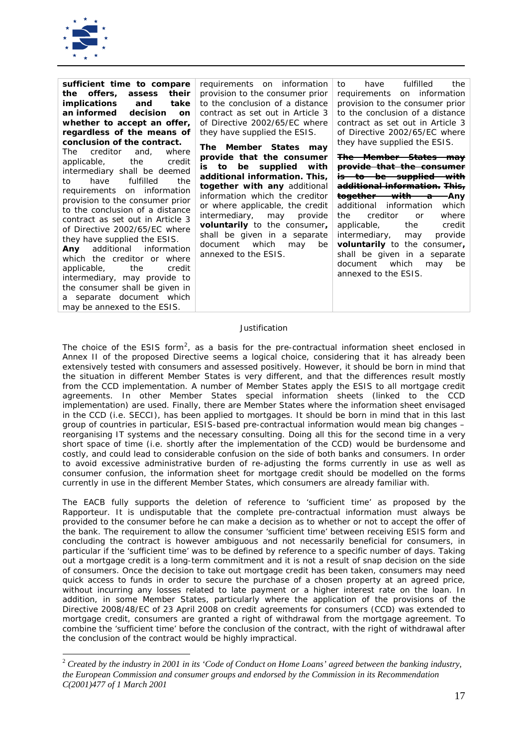| | | |
|---|---|---|
| **sufficient time to compare the offers, assess their implications and take an informed decision on whether to accept an offer, regardless of the means of conclusion of the contract.** The creditor and, where applicable, the credit intermediary shall be deemed to have fulfilled the requirements on information provision to the consumer prior to the conclusion of a distance contract as set out in Article 3 of Directive 2002/65/EC where they have supplied the ESIS. **Any** additional information which the creditor or where applicable, the credit intermediary, may provide to the consumer shall be given in a separate document which may be annexed to the ESIS. | requirements on information provision to the consumer prior to the conclusion of a distance contract as set out in Article 3 of Directive 2002/65/EC where they have supplied the ESIS. **The Member States may provide that the consumer is to be supplied with additional information. This, together with any** additional information which the creditor or where applicable, the credit intermediary, may provide **voluntarily** to the consumer**,** shall be given in a separate document which may be annexed to the ESIS. | to have fulfilled the requirements on information provision to the consumer prior to the conclusion of a distance contract as set out in Article 3 of Directive 2002/65/EC where they have supplied the ESIS. ~~**The Member States may provide that the consumer is to be supplied with additional information. This, together with a**~~ **Any** additional information which the creditor or where applicable, the credit intermediary, may provide **voluntarily** to the consumer**,** shall be given in a separate document which may be annexed to the ESIS. |

Justification

The choice of the ESIS form[2], as a basis for the pre-contractual information sheet enclosed in Annex II of the proposed Directive seems a logical choice, considering that it has already been extensively tested with consumers and assessed positively. However, it should be born in mind that the situation in different Member States is very different, and that the differences result mostly from the CCD implementation. A number of Member States apply the ESIS to all mortgage credit agreements. In other Member States special information sheets (linked to the CCD implementation) are used. Finally, there are Member States where the information sheet envisaged in the CCD (i.e. SECCI), has been applied to mortgages. It should be born in mind that in this last group of countries in particular, ESIS-based pre-contractual information would mean big changes – reorganising IT systems and the necessary consulting. Doing all this for the second time in a very short space of time (i.e. shortly after the implementation of the CCD) would be burdensome and costly, and could lead to considerable confusion on the side of both banks and consumers. In order to avoid excessive administrative burden of re-adjusting the forms currently in use as well as consumer confusion, the information sheet for mortgage credit should be modelled on the forms currently in use in the different Member States, which consumers are already familiar with.

The EACB fully supports the deletion of reference to 'sufficient time' as proposed by the Rapporteur. It is undisputable that the complete pre-contractual information must always be provided to the consumer before he can make a decision as to whether or not to accept the offer of the bank. The requirement to allow the consumer 'sufficient time' between receiving ESIS form and concluding the contract is however ambiguous and not necessarily beneficial for consumers, in particular if the 'sufficient time' was to be defined by reference to a specific number of days. Taking out a mortgage credit is a long-term commitment and it is not a result of snap decision on the side of consumers. Once the decision to take out mortgage credit has been taken, consumers may need quick access to funds in order to secure the purchase of a chosen property at an agreed price, without incurring any losses related to late payment or a higher interest rate on the loan. In addition, in some Member States, particularly where the application of the provisions of the Directive 2008/48/EC of 23 April 2008 on credit agreements for consumers (CCD) was extended to mortgage credit, consumers are granted a right of withdrawal from the mortgage agreement. To combine the 'sufficient time' before the conclusion of the contract, with the right of withdrawal after the conclusion of the contract would be highly impractical.

---

[2] *Created by the industry in 2001 in its 'Code of Conduct on Home Loans' agreed between the banking industry, the European Commission and consumer groups and endorsed by the Commission in its Recommendation C(2001)477 of 1 March 2001*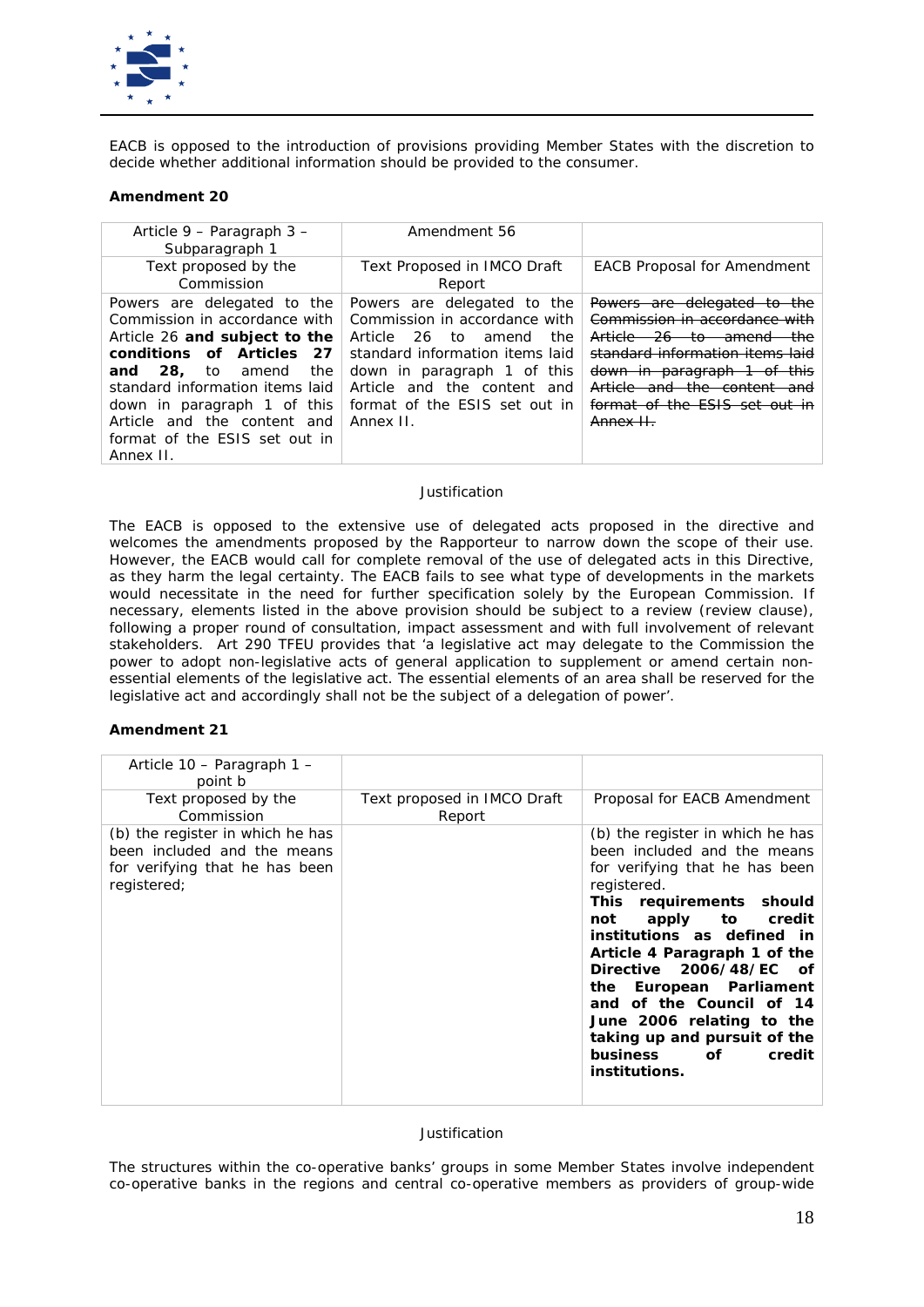EACB is opposed to the introduction of provisions providing Member States with the discretion to decide whether additional information should be provided to the consumer.

**Amendment 20**

| Article 9 – Paragraph 3 – Subparagraph 1 | Amendment 56 | |
|---|---|---|
| Text proposed by the Commission | Text Proposed in IMCO Draft Report | EACB Proposal for Amendment |
| Powers are delegated to the Commission in accordance with Article 26 **and subject to the conditions of Articles 27 and 28,** to amend the standard information items laid down in paragraph 1 of this Article and the content and format of the ESIS set out in Annex II. | Powers are delegated to the Commission in accordance with Article 26 to amend the standard information items laid down in paragraph 1 of this Article and the content and format of the ESIS set out in Annex II. | ~~Powers are delegated to the Commission in accordance with Article 26 to amend the standard information items laid down in paragraph 1 of this Article and the content and format of the ESIS set out in Annex II.~~ |

Justification

The EACB is opposed to the extensive use of delegated acts proposed in the directive and welcomes the amendments proposed by the Rapporteur to narrow down the scope of their use. However, the EACB would call for complete removal of the use of delegated acts in this Directive, as they harm the legal certainty. The EACB fails to see what type of developments in the markets would necessitate in the need for further specification solely by the European Commission. If necessary, elements listed in the above provision should be subject to a review (review clause), following a proper round of consultation, impact assessment and with full involvement of relevant stakeholders. Art 290 TFEU provides that 'a legislative act may delegate to the Commission the power to adopt non-legislative acts of general application to supplement or amend certain non-essential elements of the legislative act. The essential elements of an area shall be reserved for the legislative act and accordingly shall not be the subject of a delegation of power'.

**Amendment 21**

| Article 10 – Paragraph 1 – point b | | |
|---|---|---|
| Text proposed by the Commission | Text proposed in IMCO Draft Report | Proposal for EACB Amendment |
| (b) the register in which he has been included and the means for verifying that he has been registered; | | (b) the register in which he has been included and the means for verifying that he has been registered. **This requirements should not apply to credit institutions as defined in Article 4 Paragraph 1 of the Directive 2006/48/EC of the European Parliament and of the Council of 14 June 2006 relating to the taking up and pursuit of the business of credit institutions.** |

Justification

The structures within the co-operative banks' groups in some Member States involve independent co-operative banks in the regions and central co-operative members as providers of group-wide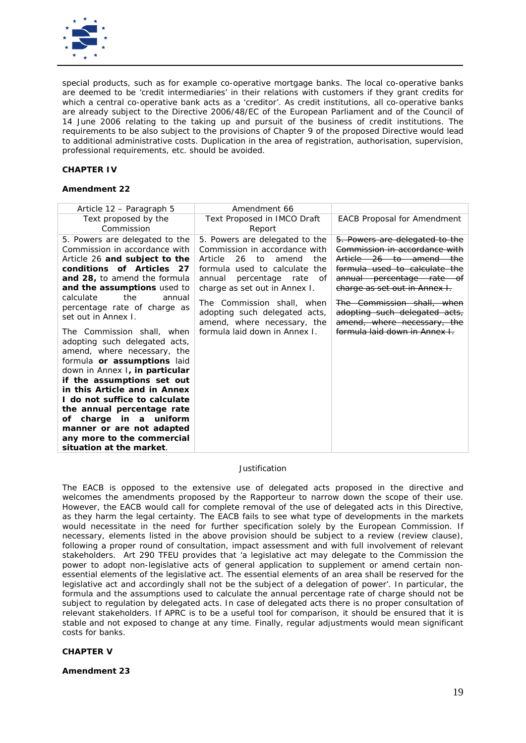special products, such as for example co-operative mortgage banks. The local co-operative banks are deemed to be 'credit intermediaries' in their relations with customers if they grant credits for which a central co-operative bank acts as a 'creditor'. As credit institutions, all co-operative banks are already subject to the Directive 2006/48/EC of the European Parliament and of the Council of 14 June 2006 relating to the taking up and pursuit of the business of credit institutions. The requirements to be also subject to the provisions of Chapter 9 of the proposed Directive would lead to additional administrative costs. Duplication in the area of registration, authorisation, supervision, professional requirements, etc. should be avoided.

**CHAPTER IV**

**Amendment 22**

| Article 12 – Paragraph 5 | Amendment 66 | |
|---|---|---|
| Text proposed by the Commission | Text Proposed in IMCO Draft Report | EACB Proposal for Amendment |
| 5. Powers are delegated to the Commission in accordance with Article 26 **and subject to the conditions of Articles 27 and 28,** to amend the formula **and the assumptions** used to calculate the annual percentage rate of charge as set out in Annex I.<br><br>The Commission shall, when adopting such delegated acts, amend, where necessary, the formula **or assumptions** laid down in Annex I**, in particular if the assumptions set out in this Article and in Annex I do not suffice to calculate the annual percentage rate of charge in a uniform manner or are not adapted any more to the commercial situation at the market**. | 5. Powers are delegated to the Commission in accordance with Article 26 to amend the formula used to calculate the annual percentage rate of charge as set out in Annex I.<br><br>The Commission shall, when adopting such delegated acts, amend, where necessary, the formula laid down in Annex I. | ~~5. Powers are delegated to the Commission in accordance with Article 26 to amend the formula used to calculate the annual percentage rate of charge as set out in Annex I.~~<br><br>~~The Commission shall, when adopting such delegated acts, amend, where necessary, the formula laid down in Annex I.~~ |

Justification

The EACB is opposed to the extensive use of delegated acts proposed in the directive and welcomes the amendments proposed by the Rapporteur to narrow down the scope of their use. However, the EACB would call for complete removal of the use of delegated acts in this Directive, as they harm the legal certainty. The EACB fails to see what type of developments in the markets would necessitate in the need for further specification solely by the European Commission. If necessary, elements listed in the above provision should be subject to a review (review clause), following a proper round of consultation, impact assessment and with full involvement of relevant stakeholders. Art 290 TFEU provides that 'a legislative act may delegate to the Commission the power to adopt non-legislative acts of general application to supplement or amend certain non-essential elements of the legislative act. The essential elements of an area shall be reserved for the legislative act and accordingly shall not be the subject of a delegation of power'. In particular, the formula and the assumptions used to calculate the annual percentage rate of charge should not be subject to regulation by delegated acts. In case of delegated acts there is no proper consultation of relevant stakeholders. If APRC is to be a useful tool for comparison, it should be ensured that it is stable and not exposed to change at any time. Finally, regular adjustments would mean significant costs for banks.

**CHAPTER V**

**Amendment 23**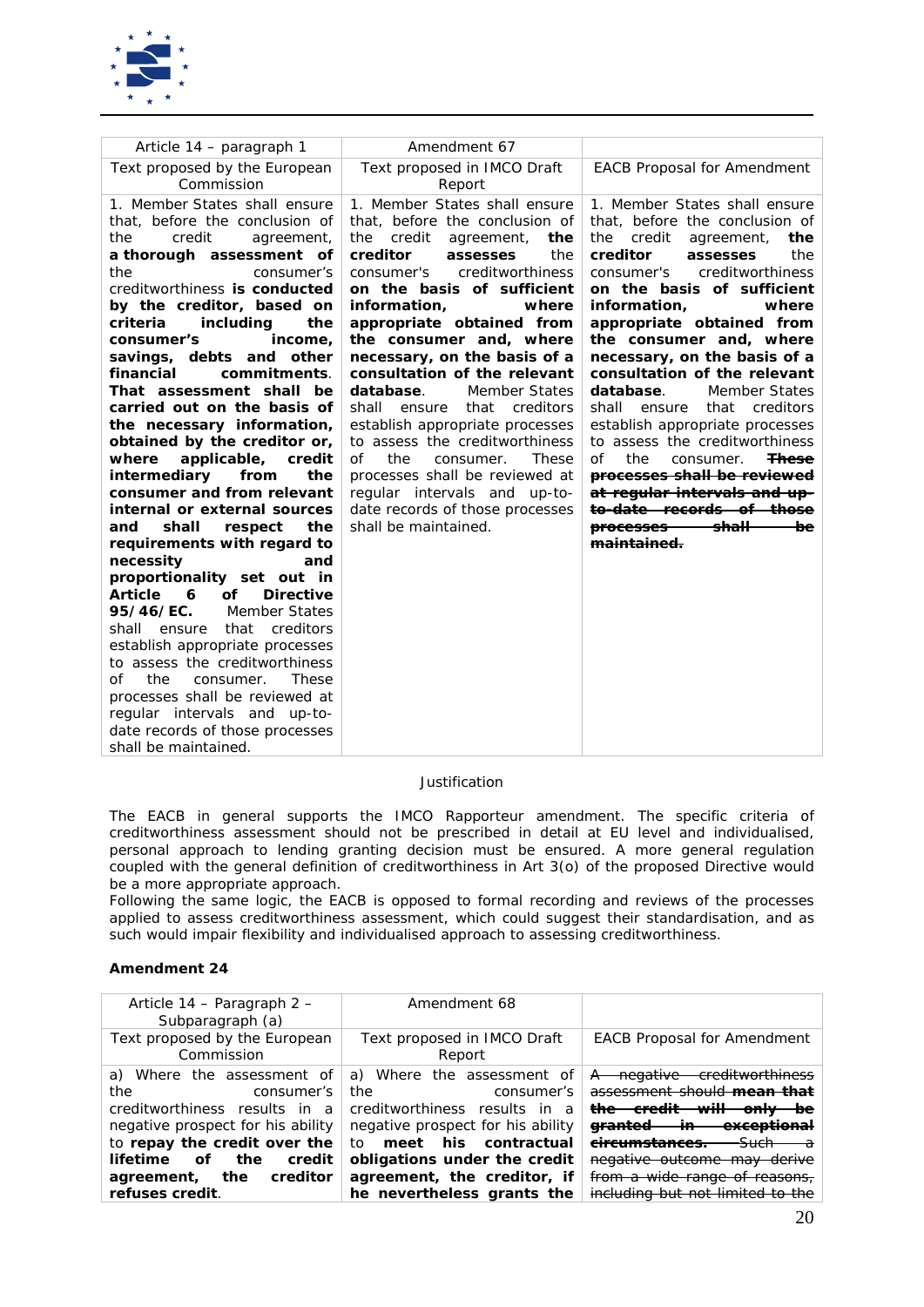| Article 14 – paragraph 1 | Amendment 67 | |
|---|---|---|
| Text proposed by the European Commission | Text proposed in IMCO Draft Report | EACB Proposal for Amendment |
| 1. Member States shall ensure that, before the conclusion of the credit agreement, **a thorough assessment of** the consumer's creditworthiness **is conducted by the creditor, based on criteria including the consumer's income, savings, debts and other financial commitments**. **That assessment shall be carried out on the basis of the necessary information, obtained by the creditor or, where applicable, credit intermediary from the consumer and from relevant internal or external sources and shall respect the requirements with regard to necessity and proportionality set out in Article 6 of Directive 95/46/EC.** Member States shall ensure that creditors establish appropriate processes to assess the creditworthiness of the consumer. These processes shall be reviewed at regular intervals and up-to-date records of those processes shall be maintained. | 1. Member States shall ensure that, before the conclusion of the credit agreement, **the creditor assesses** the consumer's creditworthiness **on the basis of sufficient information, where appropriate obtained from the consumer and, where necessary, on the basis of a consultation of the relevant database**. Member States shall ensure that creditors establish appropriate processes to assess the creditworthiness of the consumer. These processes shall be reviewed at regular intervals and up-to-date records of those processes shall be maintained. | 1. Member States shall ensure that, before the conclusion of the credit agreement, **the creditor assesses** the consumer's creditworthiness **on the basis of sufficient information, where appropriate obtained from the consumer and, where necessary, on the basis of a consultation of the relevant database**. Member States shall ensure that creditors establish appropriate processes to assess the creditworthiness of the consumer. ~~**These processes shall be reviewed at regular intervals and up-to-date records of those processes shall be maintained.**~~ |

Justification

The EACB in general supports the IMCO Rapporteur amendment. The specific criteria of creditworthiness assessment should not be prescribed in detail at EU level and individualised, personal approach to lending granting decision must be ensured. A more general regulation coupled with the general definition of creditworthiness in Art 3(o) of the proposed Directive would be a more appropriate approach.
Following the same logic, the EACB is opposed to formal recording and reviews of the processes applied to assess creditworthiness assessment, which could suggest their standardisation, and as such would impair flexibility and individualised approach to assessing creditworthiness.

**Amendment 24**

| Article 14 – Paragraph 2 – Subparagraph (a) | Amendment 68 | |
|---|---|---|
| Text proposed by the European Commission | Text proposed in IMCO Draft Report | EACB Proposal for Amendment |
| a) Where the assessment of the consumer's creditworthiness results in a negative prospect for his ability to **repay the credit over the lifetime of the credit agreement, the creditor refuses credit**. | a) Where the assessment of the consumer's creditworthiness results in a negative prospect for his ability to **meet his contractual obligations under the credit agreement, the creditor, if he nevertheless grants the** | ~~A negative creditworthiness assessment should **mean that the credit will only be granted in exceptional circumstances.** Such a negative outcome may derive from a wide range of reasons, including but not limited to the~~ |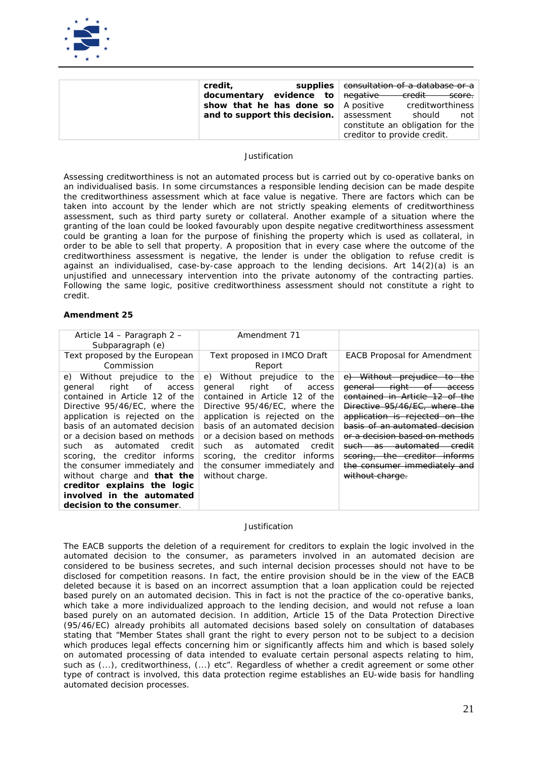| | credit, supplies documentary evidence to show that he has done so and to support this decision. | ~~consultation of a database or a negative credit score.~~ A positive creditworthiness assessment should not constitute an obligation for the creditor to provide credit. |
|---|---|---|

Justification

Assessing creditworthiness is not an automated process but is carried out by co-operative banks on an individualised basis. In some circumstances a responsible lending decision can be made despite the creditworthiness assessment which at face value is negative. There are factors which can be taken into account by the lender which are not strictly speaking elements of creditworthiness assessment, such as third party surety or collateral. Another example of a situation where the granting of the loan could be looked favourably upon despite negative creditworthiness assessment could be granting a loan for the purpose of finishing the property which is used as collateral, in order to be able to sell that property. A proposition that in every case where the outcome of the creditworthiness assessment is negative, the lender is under the obligation to refuse credit is against an individualised, case-by-case approach to the lending decisions. Art 14(2)(a) is an unjustified and unnecessary intervention into the private autonomy of the contracting parties. Following the same logic, positive creditworthiness assessment should not constitute a right to credit.

**Amendment 25**

| Article 14 – Paragraph 2 – Subparagraph (e) | Amendment 71 | |
|---|---|---|
| Text proposed by the European Commission | Text proposed in IMCO Draft Report | EACB Proposal for Amendment |
| e) Without prejudice to the general right of access contained in Article 12 of the Directive 95/46/EC, where the application is rejected on the basis of an automated decision or a decision based on methods such as automated credit scoring, the creditor informs the consumer immediately and without charge **and that the creditor explains the logic involved in the automated decision to the consumer**. | e) Without prejudice to the general right of access contained in Article 12 of the Directive 95/46/EC, where the application is rejected on the basis of an automated decision or a decision based on methods such as automated credit scoring, the creditor informs the consumer immediately and without charge. | ~~e) Without prejudice to the general right of access contained in Article 12 of the Directive 95/46/EC, where the application is rejected on the basis of an automated decision or a decision based on methods such as automated credit scoring, the creditor informs the consumer immediately and without charge.~~ |

Justification

The EACB supports the deletion of a requirement for creditors to explain the logic involved in the automated decision to the consumer, as parameters involved in an automated decision are considered to be business secretes, and such internal decision processes should not have to be disclosed for competition reasons. In fact, the entire provision should be in the view of the EACB deleted because it is based on an incorrect assumption that a loan application could be rejected based purely on an automated decision. This in fact is not the practice of the co-operative banks, which take a more individualized approach to the lending decision, and would not refuse a loan based purely on an automated decision. In addition, Article 15 of the Data Protection Directive (95/46/EC) already prohibits all automated decisions based solely on consultation of databases stating that "Member States shall grant the right to every person not to be subject to a decision which produces legal effects concerning him or significantly affects him and which is based solely on automated processing of data intended to evaluate certain personal aspects relating to him, such as (...), creditworthiness, (...) etc". Regardless of whether a credit agreement or some other type of contract is involved, this data protection regime establishes an EU-wide basis for handling automated decision processes.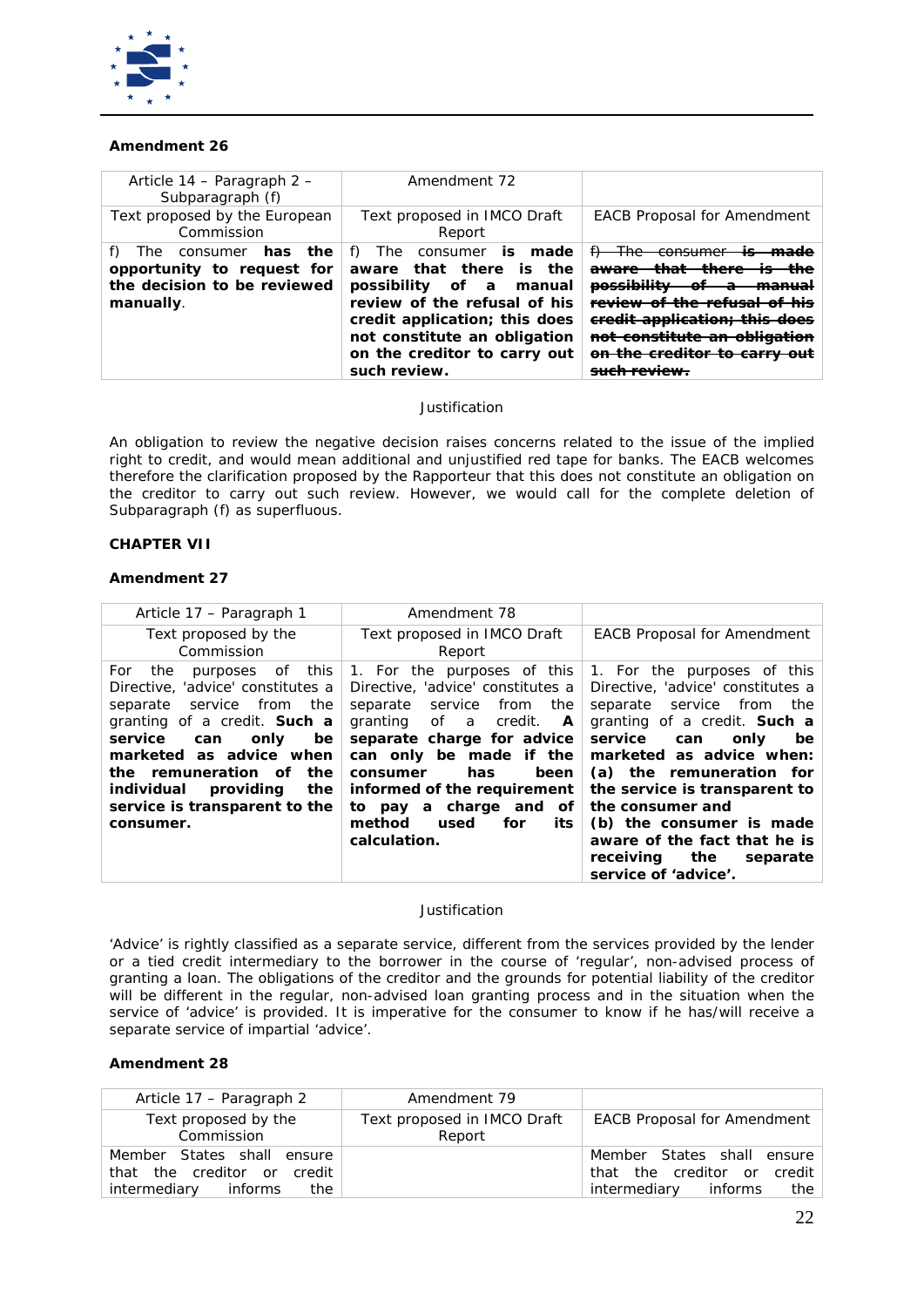**Amendment 26**

| Article 14 – Paragraph 2 – Subparagraph (f) | Amendment 72 | |
|---|---|---|
| Text proposed by the European Commission | Text proposed in IMCO Draft Report | EACB Proposal for Amendment |
| f) The consumer **has the opportunity to request for the decision to be reviewed manually**. | f) The consumer **is made aware that there is the possibility of a manual review of the refusal of his credit application; this does not constitute an obligation on the creditor to carry out such review.** | ~~f) The consumer **is made aware that there is the possibility of a manual review of the refusal of his credit application; this does not constitute an obligation on the creditor to carry out such review.**~~ |

Justification

An obligation to review the negative decision raises concerns related to the issue of the implied right to credit, and would mean additional and unjustified red tape for banks. The EACB welcomes therefore the clarification proposed by the Rapporteur that this does not constitute an obligation on the creditor to carry out such review. However, we would call for the complete deletion of Subparagraph (f) as superfluous.

**CHAPTER VII**

**Amendment 27**

| Article 17 – Paragraph 1 | Amendment 78 | |
|---|---|---|
| Text proposed by the Commission | Text proposed in IMCO Draft Report | EACB Proposal for Amendment |
| For the purposes of this Directive, 'advice' constitutes a separate service from the granting of a credit. **Such a service can only be marketed as advice when the remuneration of the individual providing the service is transparent to the consumer.** | 1. For the purposes of this Directive, 'advice' constitutes a separate service from the granting of a credit. **A separate charge for advice can only be made if the consumer has been informed of the requirement to pay a charge and of method used for its calculation.** | 1. For the purposes of this Directive, 'advice' constitutes a separate service from the granting of a credit. **Such a service can only be marketed as advice when: (a) the remuneration for the service is transparent to the consumer and (b) the consumer is made aware of the fact that he is receiving the separate service of 'advice'.** |

Justification

'Advice' is rightly classified as a separate service, different from the services provided by the lender or a tied credit intermediary to the borrower in the course of 'regular', non-advised process of granting a loan. The obligations of the creditor and the grounds for potential liability of the creditor will be different in the regular, non-advised loan granting process and in the situation when the service of 'advice' is provided. It is imperative for the consumer to know if he has/will receive a separate service of impartial 'advice'.

**Amendment 28**

| Article 17 – Paragraph 2 | Amendment 79 | |
|---|---|---|
| Text proposed by the Commission | Text proposed in IMCO Draft Report | EACB Proposal for Amendment |
| Member States shall ensure that the creditor or credit intermediary informs the | | Member States shall ensure that the creditor or credit intermediary informs the |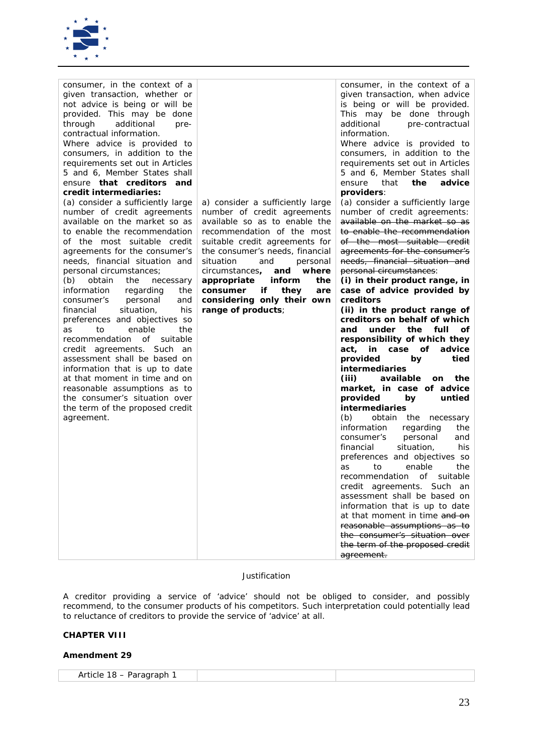| | | |
|---|---|---|
| consumer, in the context of a given transaction, whether or not advice is being or will be provided. This may be done through additional pre-contractual information.<br>Where advice is provided to consumers, in addition to the requirements set out in Articles 5 and 6, Member States shall ensure **that creditors and credit intermediaries:**<br>(a) consider a sufficiently large number of credit agreements available on the market so as to enable the recommendation of the most suitable credit agreements for the consumer's needs, financial situation and personal circumstances;<br>(b) obtain the necessary information regarding the consumer's personal and financial situation, his preferences and objectives so as to enable the recommendation of suitable credit agreements. Such an assessment shall be based on information that is up to date at that moment in time and on reasonable assumptions as to the consumer's situation over the term of the proposed credit agreement. | a) consider a sufficiently large number of credit agreements available so as to enable the recommendation of the most suitable credit agreements for the consumer's needs, financial situation and personal circumstances**, and where appropriate inform the consumer if they are considering only their own range of products**; | consumer, in the context of a given transaction, when advice is being or will be provided. This may be done through additional pre-contractual information.<br>Where advice is provided to consumers, in addition to the requirements set out in Articles 5 and 6, Member States shall ensure that **the advice providers**:<br>(a) consider a sufficiently large number of credit agreements: ~~available on the market so as to enable the recommendation of the most suitable credit agreements for the consumer's needs, financial situation and personal circumstances~~:<br>**(i) in their product range, in case of advice provided by creditors**<br>**(ii) in the product range of creditors on behalf of which and under the full responsibility of which they act, in case of advice provided by tied intermediaries**<br>**(iii) available on the market, in case of advice provided by untied intermediaries**<br>(b) obtain the necessary information regarding the consumer's personal and financial situation, his preferences and objectives so as to enable the recommendation of suitable credit agreements. Such an assessment shall be based on information that is up to date at that moment in time ~~and on reasonable assumptions as to the consumer's situation over the term of the proposed credit agreement.~~ |

Justification

A creditor providing a service of 'advice' should not be obliged to consider, and possibly recommend, to the consumer products of his competitors. Such interpretation could potentially lead to reluctance of creditors to provide the service of 'advice' at all.

**CHAPTER VIII**

**Amendment 29**

| Article 18 – Paragraph 1 | | |
|---|---|---|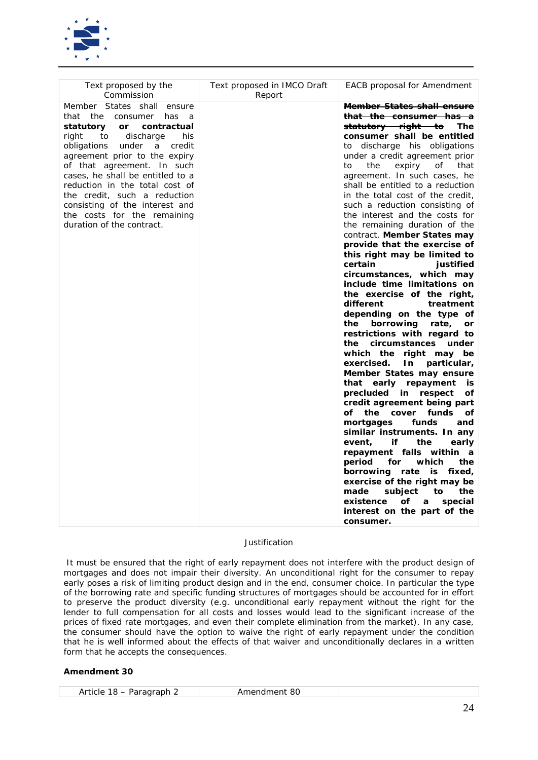| Text proposed by the Commission | Text proposed in IMCO Draft Report | EACB proposal for Amendment |
|---|---|---|
| Member States shall ensure that the consumer has a **statutory or contractual** right to discharge his obligations under a credit agreement prior to the expiry of that agreement. In such cases, he shall be entitled to a reduction in the total cost of the credit, such a reduction consisting of the interest and the costs for the remaining duration of the contract. | | ~~Member States shall ensure that the consumer has a statutory right to~~ **The consumer shall be entitled** to discharge his obligations under a credit agreement prior to the expiry of that agreement. In such cases, he shall be entitled to a reduction in the total cost of the credit, such a reduction consisting of the interest and the costs for the remaining duration of the contract. **Member States may provide that the exercise of this right may be limited to certain justified circumstances, which may include time limitations on the exercise of the right, different treatment depending on the type of the borrowing rate, or restrictions with regard to the circumstances under which the right may be exercised. In particular, Member States may ensure that early repayment is precluded in respect of credit agreement being part of the cover funds of mortgages funds and similar instruments. In any event, if the early repayment falls within a period for which the borrowing rate is fixed, exercise of the right may be made subject to the existence of a special interest on the part of the consumer.** |

Justification

It must be ensured that the right of early repayment does not interfere with the product design of mortgages and does not impair their diversity. An unconditional right for the consumer to repay early poses a risk of limiting product design and in the end, consumer choice. In particular the type of the borrowing rate and specific funding structures of mortgages should be accounted for in effort to preserve the product diversity (e.g. unconditional early repayment without the right for the lender to full compensation for all costs and losses would lead to the significant increase of the prices of fixed rate mortgages, and even their complete elimination from the market). In any case, the consumer should have the option to waive the right of early repayment under the condition that he is well informed about the effects of that waiver and unconditionally declares in a written form that he accepts the consequences.

**Amendment 30**

| Article 18 – Paragraph 2 | Amendment 80 | |
|---|---|---|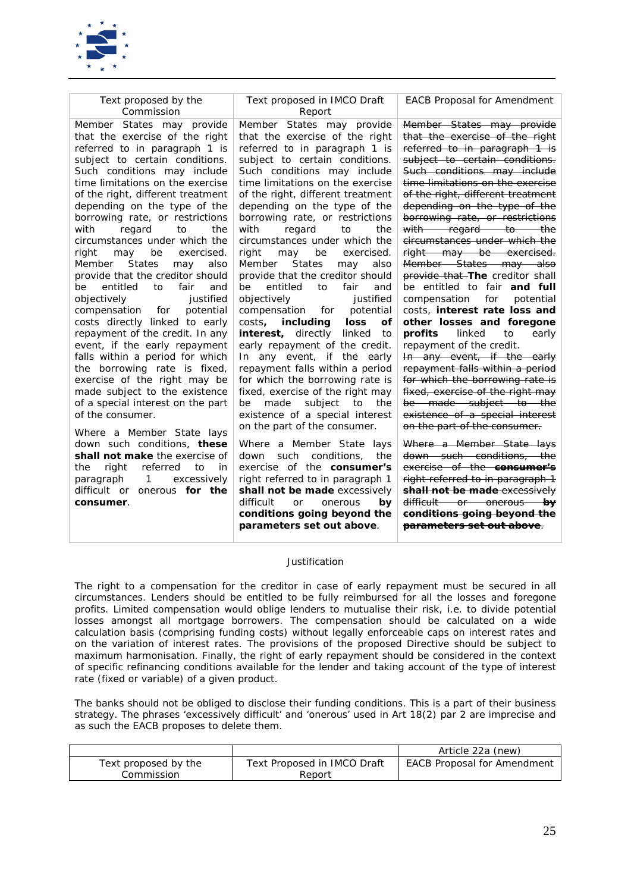| Text proposed by the Commission | Text proposed in IMCO Draft Report | EACB Proposal for Amendment |
|---|---|---|
| Member States may provide that the exercise of the right referred to in paragraph 1 is subject to certain conditions. Such conditions may include time limitations on the exercise of the right, different treatment depending on the type of the borrowing rate, or restrictions with regard to the circumstances under which the right may be exercised. Member States may also provide that the creditor should be entitled to fair and objectively justified compensation for potential costs directly linked to early repayment of the credit. In any event, if the early repayment falls within a period for which the borrowing rate is fixed, exercise of the right may be made subject to the existence of a special interest on the part of the consumer.<br><br>Where a Member State lays down such conditions, **these shall not make** the exercise of the right referred to in paragraph 1 excessively difficult or onerous **for the consumer**. | Member States may provide that the exercise of the right referred to in paragraph 1 is subject to certain conditions. Such conditions may include time limitations on the exercise of the right, different treatment depending on the type of the borrowing rate, or restrictions with regard to the circumstances under which the right may be exercised. Member States may also provide that the creditor should be entitled to fair and objectively justified compensation for potential costs**, including loss of interest,** directly linked to early repayment of the credit. In any event, if the early repayment falls within a period for which the borrowing rate is fixed, exercise of the right may be made subject to the existence of a special interest on the part of the consumer.<br><br>Where a Member State lays down such conditions, the exercise of the **consumer's** right referred to in paragraph 1 **shall not be made** excessively difficult or onerous **by conditions going beyond the parameters set out above**. | ~~Member States may provide that the exercise of the right referred to in paragraph 1 is subject to certain conditions. Such conditions may include time limitations on the exercise of the right, different treatment depending on the type of the borrowing rate, or restrictions with regard to the circumstances under which the right may be exercised. Member States may also provide that~~ **The** creditor shall be entitled to fair **and full** compensation for potential costs, **interest rate loss and other losses and foregone profits** linked to early repayment of the credit.<br>~~In any event, if the early repayment falls within a period for which the borrowing rate is fixed, exercise of the right may be made subject to the existence of a special interest on the part of the consumer.~~<br><br>~~Where a Member State lays down such conditions, the exercise of the **consumer's** right referred to in paragraph 1 **shall not be made** excessively difficult or onerous **by conditions going beyond the parameters set out above**~~. |

Justification

The right to a compensation for the creditor in case of early repayment must be secured in all circumstances. Lenders should be entitled to be fully reimbursed for all the losses and foregone profits. Limited compensation would oblige lenders to mutualise their risk, i.e. to divide potential losses amongst all mortgage borrowers. The compensation should be calculated on a wide calculation basis (comprising funding costs) without legally enforceable caps on interest rates and on the variation of interest rates. The provisions of the proposed Directive should be subject to maximum harmonisation. Finally, the right of early repayment should be considered in the context of specific refinancing conditions available for the lender and taking account of the type of interest rate (fixed or variable) of a given product.

The banks should not be obliged to disclose their funding conditions. This is a part of their business strategy. The phrases 'excessively difficult' and 'onerous' used in Art 18(2) par 2 are imprecise and as such the EACB proposes to delete them.

| | | Article 22a (new) |
|---|---|---|
| Text proposed by the Commission | Text Proposed in IMCO Draft Report | EACB Proposal for Amendment |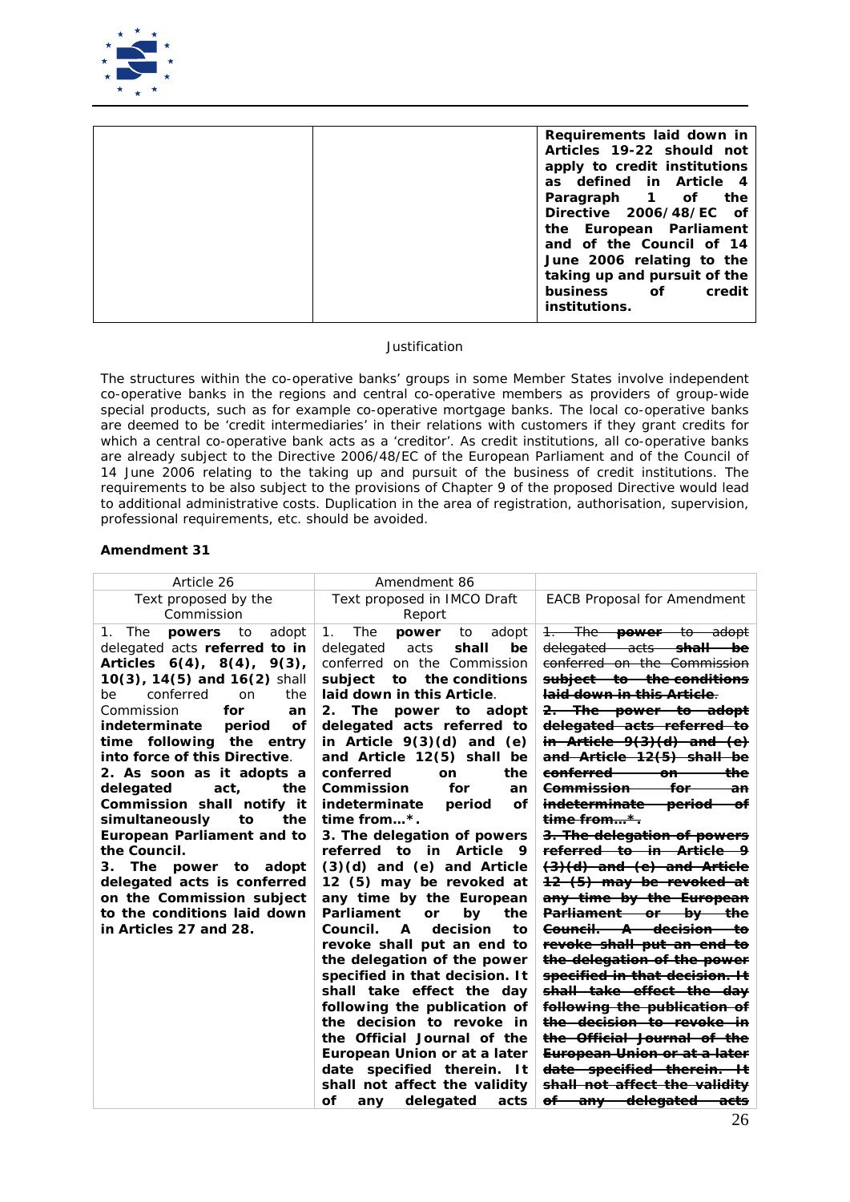| | | **Requirements laid down in Articles 19-22 should not apply to credit institutions as defined in Article 4 Paragraph 1 of the Directive 2006/48/EC of the European Parliament and of the Council of 14 June 2006 relating to the taking up and pursuit of the business of credit institutions.** |
|---|---|---|

Justification

The structures within the co-operative banks' groups in some Member States involve independent co-operative banks in the regions and central co-operative members as providers of group-wide special products, such as for example co-operative mortgage banks. The local co-operative banks are deemed to be 'credit intermediaries' in their relations with customers if they grant credits for which a central co-operative bank acts as a 'creditor'. As credit institutions, all co-operative banks are already subject to the Directive 2006/48/EC of the European Parliament and of the Council of 14 June 2006 relating to the taking up and pursuit of the business of credit institutions. The requirements to be also subject to the provisions of Chapter 9 of the proposed Directive would lead to additional administrative costs. Duplication in the area of registration, authorisation, supervision, professional requirements, etc. should be avoided.

**Amendment 31**

| Article 26 | Amendment 86 | |
|---|---|---|
| Text proposed by the Commission | Text proposed in IMCO Draft Report | EACB Proposal for Amendment |
| 1. The **powers** to adopt delegated acts **referred to in Articles 6(4), 8(4), 9(3), 10(3), 14(5) and 16(2)** shall be conferred on the Commission **for an indeterminate period of time following the entry into force of this Directive**. **2. As soon as it adopts a delegated act, the Commission shall notify it simultaneously to the European Parliament and to the Council.** **3. The power to adopt delegated acts is conferred on the Commission subject to the conditions laid down in Articles 27 and 28.** | 1. The **power** to adopt delegated acts **shall be** conferred on the Commission **subject to the conditions laid down in this Article**. **2. The power to adopt delegated acts referred to in Article 9(3)(d) and (e) and Article 12(5) shall be conferred on the Commission for an indeterminate period of time from…*.** **3. The delegation of powers referred to in Article 9 (3)(d) and (e) and Article 12 (5) may be revoked at any time by the European Parliament or by the Council. A decision to revoke shall put an end to the delegation of the power specified in that decision. It shall take effect the day following the publication of the decision to revoke in the Official Journal of the European Union or at a later date specified therein. It shall not affect the validity of any delegated acts** | ~~1. The **power** to adopt delegated acts **shall be** conferred on the Commission **subject to the conditions laid down in this Article**.~~ ~~**2. The power to adopt delegated acts referred to in Article 9(3)(d) and (e) and Article 12(5) shall be conferred on the Commission for an indeterminate period of time from…*.**~~ ~~**3. The delegation of powers referred to in Article 9 (3)(d) and (e) and Article 12 (5) may be revoked at any time by the European Parliament or by the Council. A decision to revoke shall put an end to the delegation of the power specified in that decision. It shall take effect the day following the publication of the decision to revoke in the Official Journal of the European Union or at a later date specified therein. It shall not affect the validity of any delegated acts**~~ |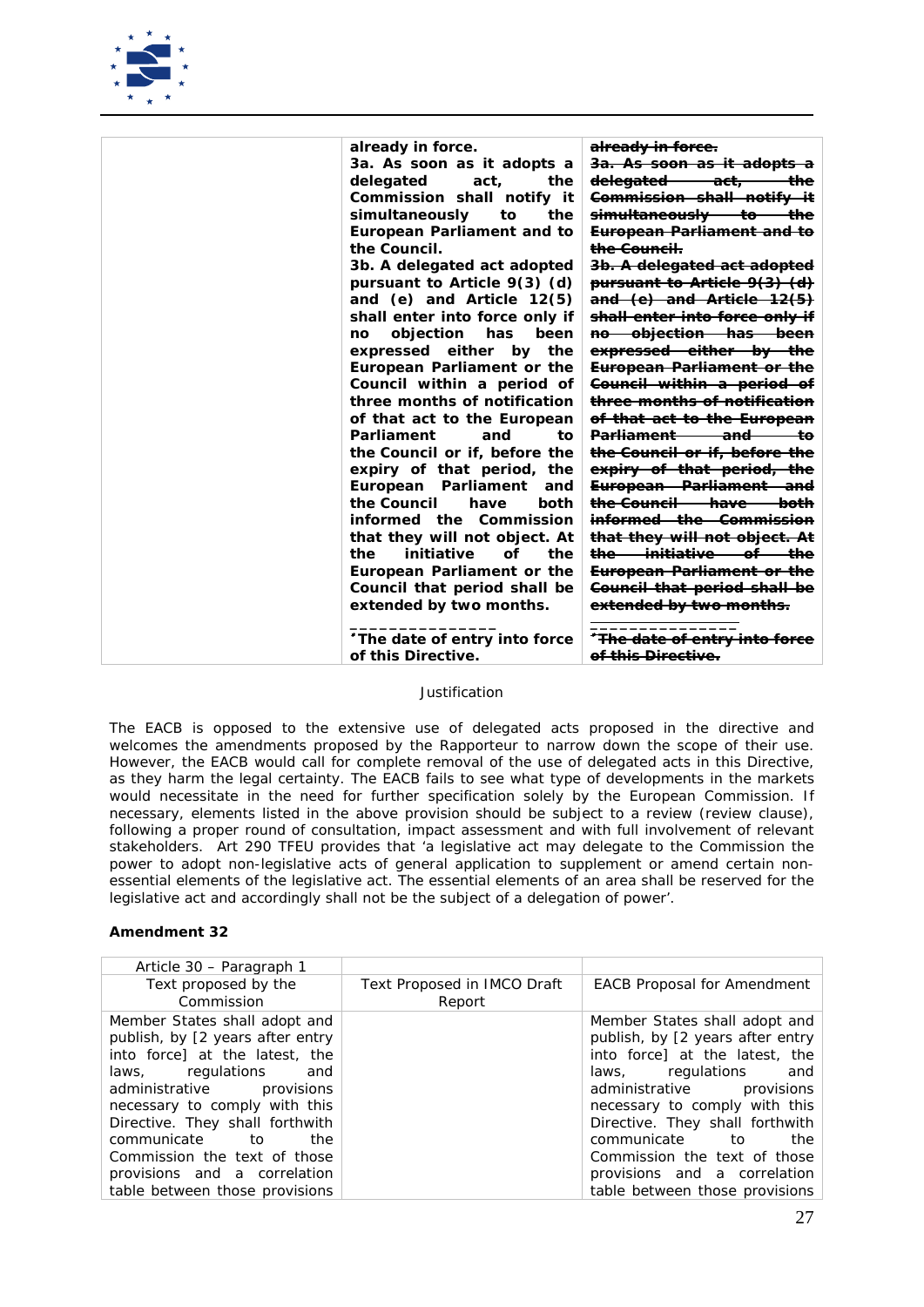| | | |
|---|---|---|
| | **already in force.** **3a. As soon as it adopts a delegated act, the Commission shall notify it simultaneously to the European Parliament and to the Council.** **3b. A delegated act adopted pursuant to Article 9(3) (d) and (e) and Article 12(5) shall enter into force only if no objection has been expressed either by the European Parliament or the Council within a period of three months of notification of that act to the European Parliament and to the Council or if, before the expiry of that period, the European Parliament and the Council have both informed the Commission that they will not object. At the initiative of the European Parliament or the Council that period shall be extended by two months.** _______________ **\* The date of entry into force of this Directive.** | ~~already in force.~~ ~~3a. As soon as it adopts a delegated act, the Commission shall notify it simultaneously to the European Parliament and to the Council.~~ ~~3b. A delegated act adopted pursuant to Article 9(3) (d) and (e) and Article 12(5) shall enter into force only if no objection has been expressed either by the European Parliament or the Council within a period of three months of notification of that act to the European Parliament and to the Council or if, before the expiry of that period, the European Parliament and the Council have both informed the Commission that they will not object. At the initiative of the European Parliament or the Council that period shall be extended by two months.~~ _______________ ~~\* The date of entry into force of this Directive.~~ |

Justification

The EACB is opposed to the extensive use of delegated acts proposed in the directive and welcomes the amendments proposed by the Rapporteur to narrow down the scope of their use. However, the EACB would call for complete removal of the use of delegated acts in this Directive, as they harm the legal certainty. The EACB fails to see what type of developments in the markets would necessitate in the need for further specification solely by the European Commission. If necessary, elements listed in the above provision should be subject to a review (review clause), following a proper round of consultation, impact assessment and with full involvement of relevant stakeholders. Art 290 TFEU provides that 'a legislative act may delegate to the Commission the power to adopt non-legislative acts of general application to supplement or amend certain non-essential elements of the legislative act. The essential elements of an area shall be reserved for the legislative act and accordingly shall not be the subject of a delegation of power'.

**Amendment 32**

| Article 30 – Paragraph 1 | | |
|---|---|---|
| Text proposed by the Commission | Text Proposed in IMCO Draft Report | EACB Proposal for Amendment |
| Member States shall adopt and publish, by [2 years after entry into force] at the latest, the laws, regulations and administrative provisions necessary to comply with this Directive. They shall forthwith communicate to the Commission the text of those provisions and a correlation table between those provisions | | Member States shall adopt and publish, by [2 years after entry into force] at the latest, the laws, regulations and administrative provisions necessary to comply with this Directive. They shall forthwith communicate to the Commission the text of those provisions and a correlation table between those provisions |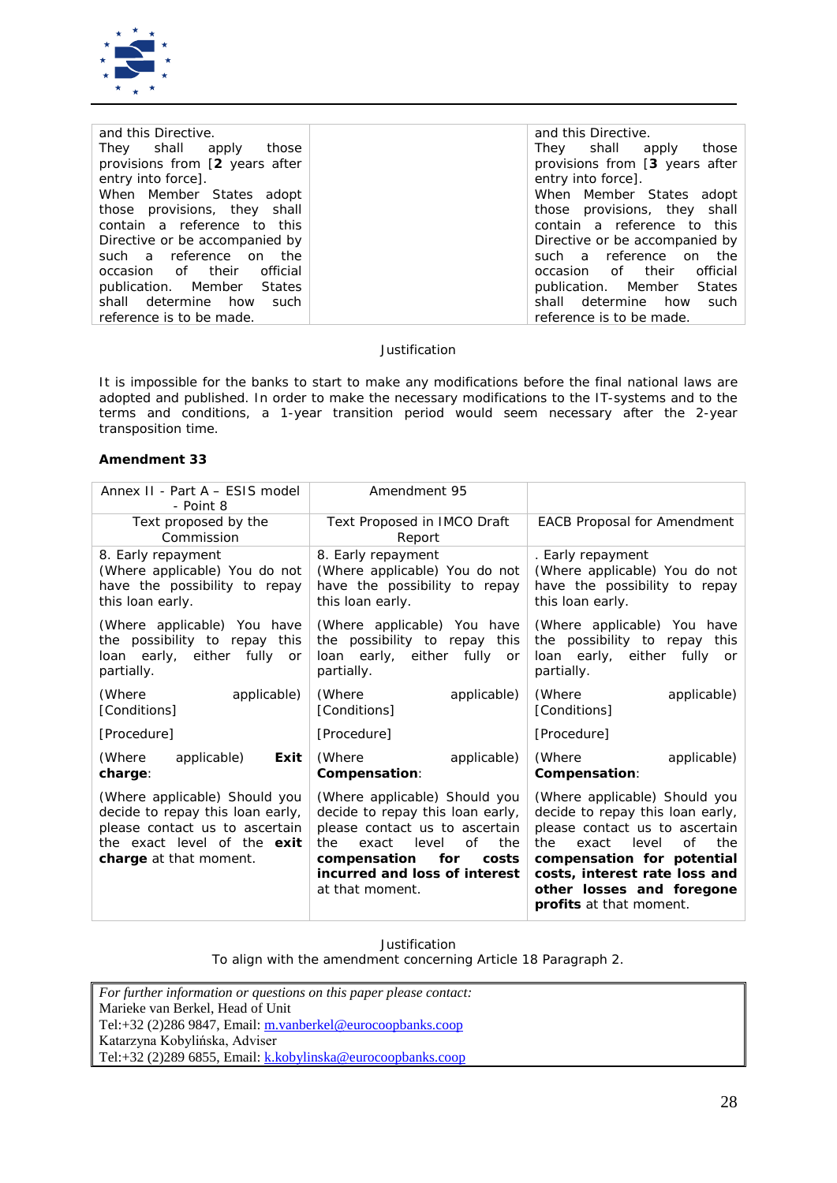| | | |
|---|---|---|
| and this Directive.<br>They shall apply those provisions from [**2** years after entry into force].<br>When Member States adopt those provisions, they shall contain a reference to this Directive or be accompanied by such a reference on the occasion of their official publication. Member States shall determine how such reference is to be made. | | and this Directive.<br>They shall apply those provisions from [**3** years after entry into force].<br>When Member States adopt those provisions, they shall contain a reference to this Directive or be accompanied by such a reference on the occasion of their official publication. Member States shall determine how such reference is to be made. |

Justification

It is impossible for the banks to start to make any modifications before the final national laws are adopted and published. In order to make the necessary modifications to the IT-systems and to the terms and conditions, a 1-year transition period would seem necessary after the 2-year transposition time.

**Amendment 33**

| Annex II - Part A – ESIS model - Point 8 | Amendment 95 | |
|---|---|---|
| Text proposed by the Commission | Text Proposed in IMCO Draft Report | EACB Proposal for Amendment |
| 8. Early repayment<br>(Where applicable) You do not have the possibility to repay this loan early. | 8. Early repayment<br>(Where applicable) You do not have the possibility to repay this loan early. | . Early repayment<br>(Where applicable) You do not have the possibility to repay this loan early. |
| (Where applicable) You have the possibility to repay this loan early, either fully or partially. | (Where applicable) You have the possibility to repay this loan early, either fully or partially. | (Where applicable) You have the possibility to repay this loan early, either fully or partially. |
| (Where applicable) [Conditions] | (Where applicable) [Conditions] | (Where applicable) [Conditions] |
| [Procedure] | [Procedure] | [Procedure] |
| (Where applicable) **Exit charge**: | (Where applicable) **Compensation**: | (Where applicable) **Compensation**: |
| (Where applicable) Should you decide to repay this loan early, please contact us to ascertain the exact level of the **exit charge** at that moment. | (Where applicable) Should you decide to repay this loan early, please contact us to ascertain the exact level of the **compensation for costs incurred and loss of interest** at that moment. | (Where applicable) Should you decide to repay this loan early, please contact us to ascertain the exact level of the **compensation for potential costs, interest rate loss and other losses and foregone profits** at that moment. |

Justification
To align with the amendment concerning Article 18 Paragraph 2.

*For further information or questions on this paper please contact:*
Marieke van Berkel, Head of Unit
Tel:+32 (2)286 9847, Email: m.vanberkel@eurocoopbanks.coop
Katarzyna Kobylińska, Adviser
Tel:+32 (2)289 6855, Email: k.kobylinska@eurocoopbanks.coop